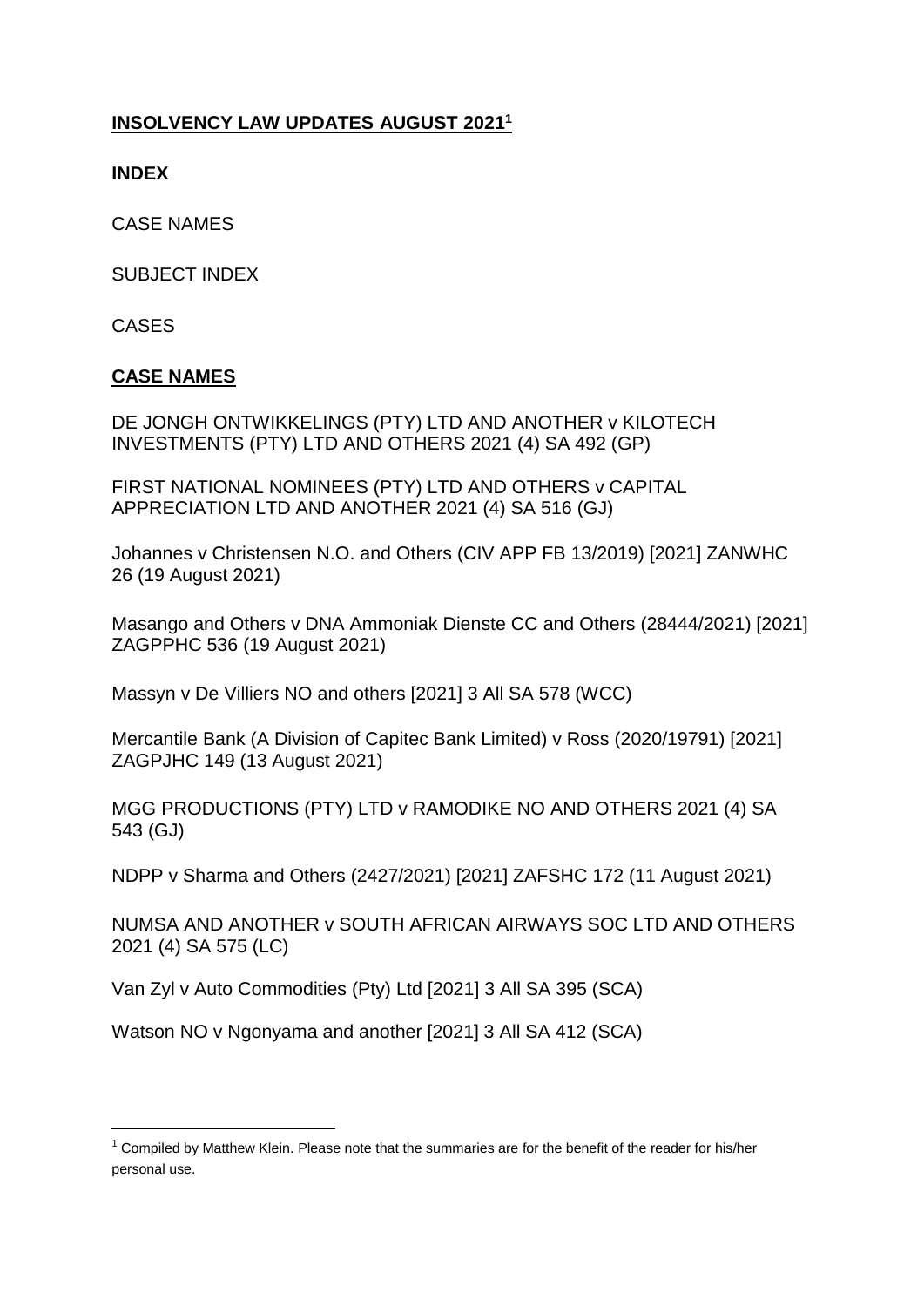# INSOLVENCY LAW UPDATES AUGUST 2021[1]

**INDEX**

CASE NAMES

SUBJECT INDEX

CASES

## CASE NAMES

DE JONGH ONTWIKKELINGS (PTY) LTD AND ANOTHER v KILOTECH INVESTMENTS (PTY) LTD AND OTHERS 2021 (4) SA 492 (GP)

FIRST NATIONAL NOMINEES (PTY) LTD AND OTHERS v CAPITAL APPRECIATION LTD AND ANOTHER 2021 (4) SA 516 (GJ)

Johannes v Christensen N.O. and Others (CIV APP FB 13/2019) [2021] ZANWHC 26 (19 August 2021)

Masango and Others v DNA Ammoniak Dienste CC and Others (28444/2021) [2021] ZAGPPHC 536 (19 August 2021)

Massyn v De Villiers NO and others [2021] 3 All SA 578 (WCC)

Mercantile Bank (A Division of Capitec Bank Limited) v Ross (2020/19791) [2021] ZAGPJHC 149 (13 August 2021)

MGG PRODUCTIONS (PTY) LTD v RAMODIKE NO AND OTHERS 2021 (4) SA 543 (GJ)

NDPP v Sharma and Others (2427/2021) [2021] ZAFSHC 172 (11 August 2021)

NUMSA AND ANOTHER v SOUTH AFRICAN AIRWAYS SOC LTD AND OTHERS 2021 (4) SA 575 (LC)

Van Zyl v Auto Commodities (Pty) Ltd [2021] 3 All SA 395 (SCA)

Watson NO v Ngonyama and another [2021] 3 All SA 412 (SCA)

---

[1] Compiled by Matthew Klein. Please note that the summaries are for the benefit of the reader for his/her personal use.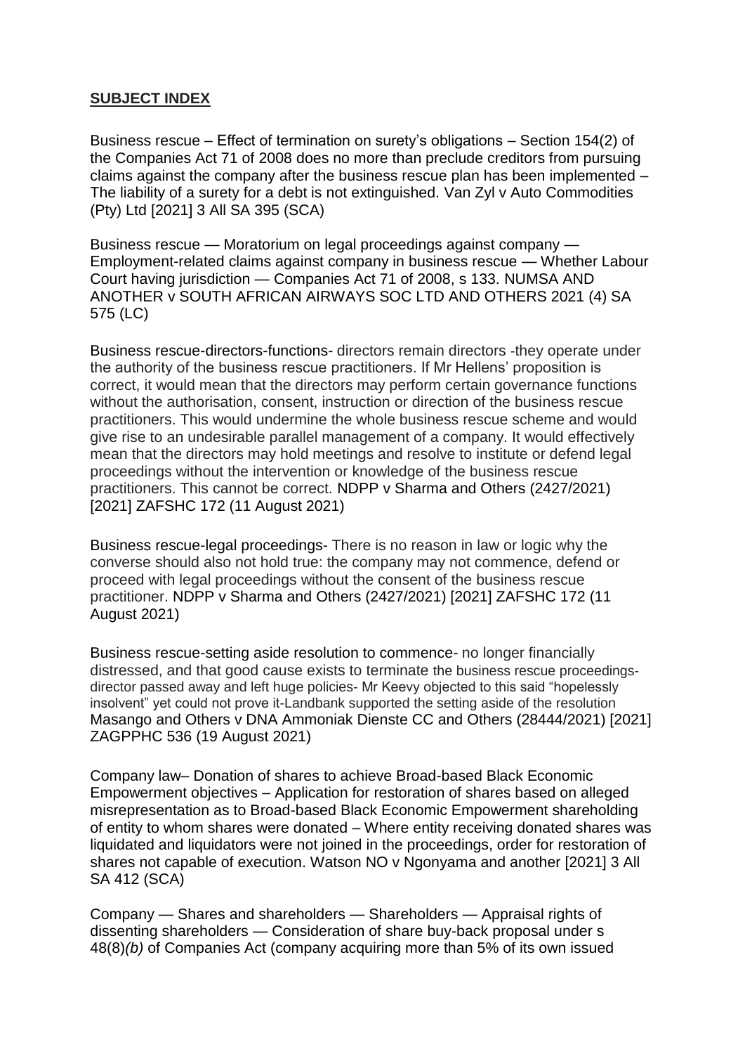## **SUBJECT INDEX**

Business rescue – Effect of termination on surety's obligations – Section 154(2) of the Companies Act 71 of 2008 does no more than preclude creditors from pursuing claims against the company after the business rescue plan has been implemented – The liability of a surety for a debt is not extinguished. Van Zyl v Auto Commodities (Pty) Ltd [2021] 3 All SA 395 (SCA)

Business rescue — Moratorium on legal proceedings against company — Employment-related claims against company in business rescue — Whether Labour Court having jurisdiction — Companies Act 71 of 2008, s 133. NUMSA AND ANOTHER v SOUTH AFRICAN AIRWAYS SOC LTD AND OTHERS 2021 (4) SA 575 (LC)

Business rescue-directors-functions- directors remain directors -they operate under the authority of the business rescue practitioners. If Mr Hellens' proposition is correct, it would mean that the directors may perform certain governance functions without the authorisation, consent, instruction or direction of the business rescue practitioners. This would undermine the whole business rescue scheme and would give rise to an undesirable parallel management of a company. It would effectively mean that the directors may hold meetings and resolve to institute or defend legal proceedings without the intervention or knowledge of the business rescue practitioners. This cannot be correct. NDPP v Sharma and Others (2427/2021) [2021] ZAFSHC 172 (11 August 2021)

Business rescue-legal proceedings- There is no reason in law or logic why the converse should also not hold true: the company may not commence, defend or proceed with legal proceedings without the consent of the business rescue practitioner. NDPP v Sharma and Others (2427/2021) [2021] ZAFSHC 172 (11 August 2021)

Business rescue-setting aside resolution to commence- no longer financially distressed, and that good cause exists to terminate the business rescue proceedings- director passed away and left huge policies- Mr Keevy objected to this said "hopelessly insolvent" yet could not prove it-Landbank supported the setting aside of the resolution Masango and Others v DNA Ammoniak Dienste CC and Others (28444/2021) [2021] ZAGPPHC 536 (19 August 2021)

Company law– Donation of shares to achieve Broad-based Black Economic Empowerment objectives – Application for restoration of shares based on alleged misrepresentation as to Broad-based Black Economic Empowerment shareholding of entity to whom shares were donated – Where entity receiving donated shares was liquidated and liquidators were not joined in the proceedings, order for restoration of shares not capable of execution. Watson NO v Ngonyama and another [2021] 3 All SA 412 (SCA)

Company — Shares and shareholders — Shareholders — Appraisal rights of dissenting shareholders — Consideration of share buy-back proposal under s 48(8)*(b)* of Companies Act (company acquiring more than 5% of its own issued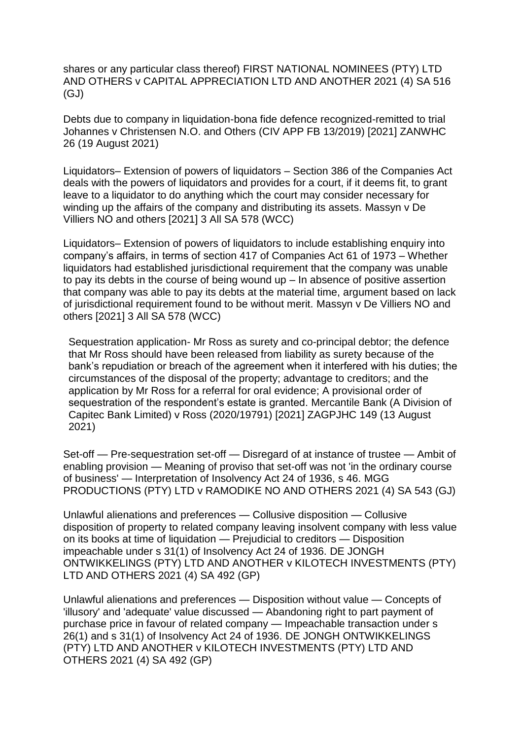shares or any particular class thereof) FIRST NATIONAL NOMINEES (PTY) LTD AND OTHERS v CAPITAL APPRECIATION LTD AND ANOTHER 2021 (4) SA 516 (GJ)

Debts due to company in liquidation-bona fide defence recognized-remitted to trial Johannes v Christensen N.O. and Others (CIV APP FB 13/2019) [2021] ZANWHC 26 (19 August 2021)

Liquidators– Extension of powers of liquidators – Section 386 of the Companies Act deals with the powers of liquidators and provides for a court, if it deems fit, to grant leave to a liquidator to do anything which the court may consider necessary for winding up the affairs of the company and distributing its assets. Massyn v De Villiers NO and others [2021] 3 All SA 578 (WCC)

Liquidators– Extension of powers of liquidators to include establishing enquiry into company's affairs, in terms of section 417 of Companies Act 61 of 1973 – Whether liquidators had established jurisdictional requirement that the company was unable to pay its debts in the course of being wound up – In absence of positive assertion that company was able to pay its debts at the material time, argument based on lack of jurisdictional requirement found to be without merit. Massyn v De Villiers NO and others [2021] 3 All SA 578 (WCC)

Sequestration application- Mr Ross as surety and co-principal debtor; the defence that Mr Ross should have been released from liability as surety because of the bank's repudiation or breach of the agreement when it interfered with his duties; the circumstances of the disposal of the property; advantage to creditors; and the application by Mr Ross for a referral for oral evidence; A provisional order of sequestration of the respondent's estate is granted. Mercantile Bank (A Division of Capitec Bank Limited) v Ross (2020/19791) [2021] ZAGPJHC 149 (13 August 2021)

Set-off — Pre-sequestration set-off — Disregard of at instance of trustee — Ambit of enabling provision — Meaning of proviso that set-off was not 'in the ordinary course of business' — Interpretation of Insolvency Act 24 of 1936, s 46. MGG PRODUCTIONS (PTY) LTD v RAMODIKE NO AND OTHERS 2021 (4) SA 543 (GJ)

Unlawful alienations and preferences — Collusive disposition — Collusive disposition of property to related company leaving insolvent company with less value on its books at time of liquidation — Prejudicial to creditors — Disposition impeachable under s 31(1) of Insolvency Act 24 of 1936. DE JONGH ONTWIKKELINGS (PTY) LTD AND ANOTHER v KILOTECH INVESTMENTS (PTY) LTD AND OTHERS 2021 (4) SA 492 (GP)

Unlawful alienations and preferences — Disposition without value — Concepts of 'illusory' and 'adequate' value discussed — Abandoning right to part payment of purchase price in favour of related company — Impeachable transaction under s 26(1) and s 31(1) of Insolvency Act 24 of 1936. DE JONGH ONTWIKKELINGS (PTY) LTD AND ANOTHER v KILOTECH INVESTMENTS (PTY) LTD AND OTHERS 2021 (4) SA 492 (GP)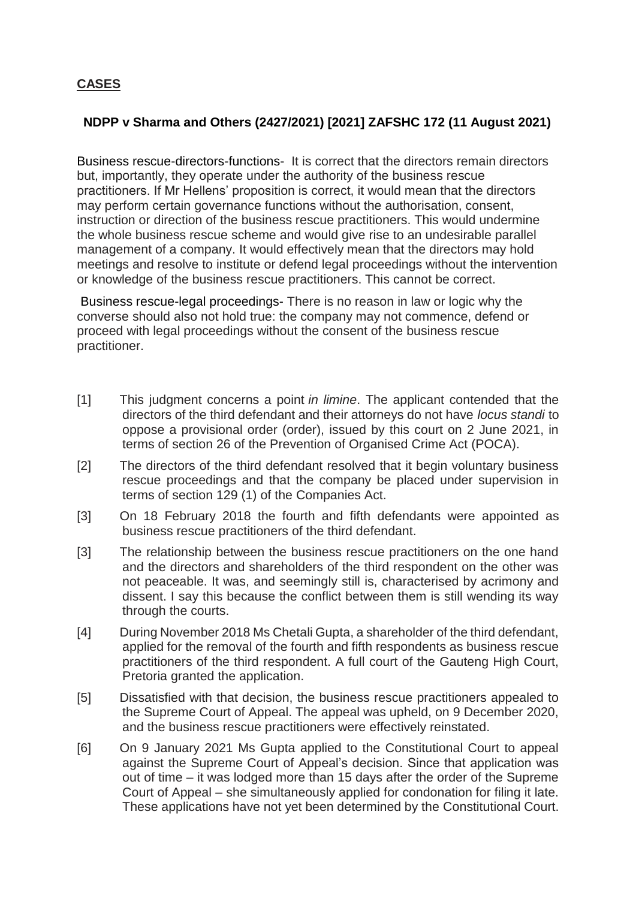## **CASES**

### **NDPP v Sharma and Others (2427/2021) [2021] ZAFSHC 172 (11 August 2021)**

Business rescue-directors-functions- It is correct that the directors remain directors but, importantly, they operate under the authority of the business rescue practitioners. If Mr Hellens' proposition is correct, it would mean that the directors may perform certain governance functions without the authorisation, consent, instruction or direction of the business rescue practitioners. This would undermine the whole business rescue scheme and would give rise to an undesirable parallel management of a company. It would effectively mean that the directors may hold meetings and resolve to institute or defend legal proceedings without the intervention or knowledge of the business rescue practitioners. This cannot be correct.

Business rescue-legal proceedings- There is no reason in law or logic why the converse should also not hold true: the company may not commence, defend or proceed with legal proceedings without the consent of the business rescue practitioner.

[1] This judgment concerns a point *in limine*. The applicant contended that the directors of the third defendant and their attorneys do not have *locus standi* to oppose a provisional order (order), issued by this court on 2 June 2021, in terms of section 26 of the Prevention of Organised Crime Act (POCA).

[2] The directors of the third defendant resolved that it begin voluntary business rescue proceedings and that the company be placed under supervision in terms of section 129 (1) of the Companies Act.

[3] On 18 February 2018 the fourth and fifth defendants were appointed as business rescue practitioners of the third defendant.

[3] The relationship between the business rescue practitioners on the one hand and the directors and shareholders of the third respondent on the other was not peaceable. It was, and seemingly still is, characterised by acrimony and dissent. I say this because the conflict between them is still wending its way through the courts.

[4] During November 2018 Ms Chetali Gupta, a shareholder of the third defendant, applied for the removal of the fourth and fifth respondents as business rescue practitioners of the third respondent. A full court of the Gauteng High Court, Pretoria granted the application.

[5] Dissatisfied with that decision, the business rescue practitioners appealed to the Supreme Court of Appeal. The appeal was upheld, on 9 December 2020, and the business rescue practitioners were effectively reinstated.

[6] On 9 January 2021 Ms Gupta applied to the Constitutional Court to appeal against the Supreme Court of Appeal's decision. Since that application was out of time – it was lodged more than 15 days after the order of the Supreme Court of Appeal – she simultaneously applied for condonation for filing it late. These applications have not yet been determined by the Constitutional Court.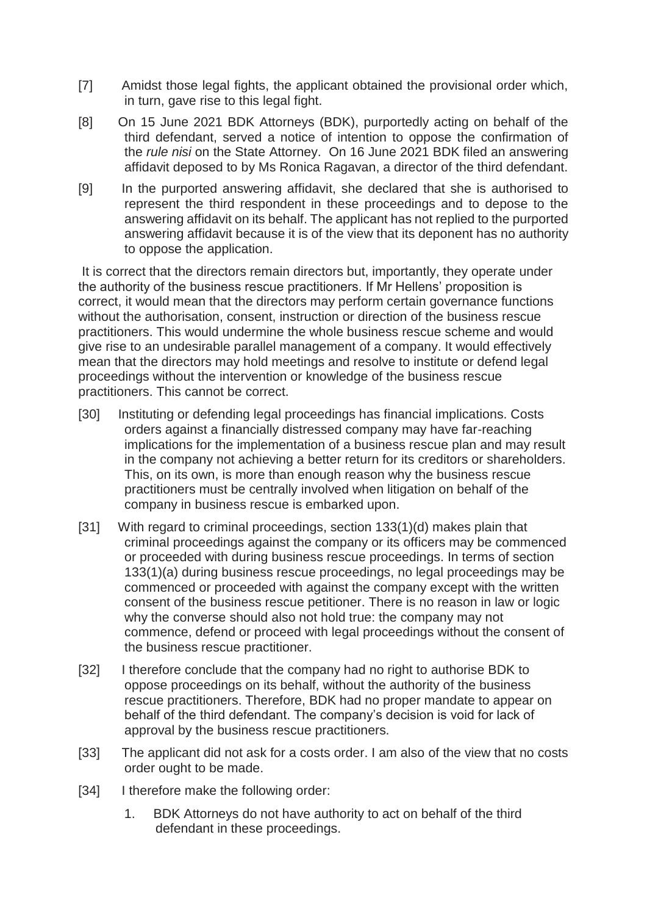[7] Amidst those legal fights, the applicant obtained the provisional order which, in turn, gave rise to this legal fight.

[8] On 15 June 2021 BDK Attorneys (BDK), purportedly acting on behalf of the third defendant, served a notice of intention to oppose the confirmation of the *rule nisi* on the State Attorney. On 16 June 2021 BDK filed an answering affidavit deposed to by Ms Ronica Ragavan, a director of the third defendant.

[9] In the purported answering affidavit, she declared that she is authorised to represent the third respondent in these proceedings and to depose to the answering affidavit on its behalf. The applicant has not replied to the purported answering affidavit because it is of the view that its deponent has no authority to oppose the application.

It is correct that the directors remain directors but, importantly, they operate under the authority of the business rescue practitioners. If Mr Hellens' proposition is correct, it would mean that the directors may perform certain governance functions without the authorisation, consent, instruction or direction of the business rescue practitioners. This would undermine the whole business rescue scheme and would give rise to an undesirable parallel management of a company. It would effectively mean that the directors may hold meetings and resolve to institute or defend legal proceedings without the intervention or knowledge of the business rescue practitioners. This cannot be correct.

[30] Instituting or defending legal proceedings has financial implications. Costs orders against a financially distressed company may have far-reaching implications for the implementation of a business rescue plan and may result in the company not achieving a better return for its creditors or shareholders. This, on its own, is more than enough reason why the business rescue practitioners must be centrally involved when litigation on behalf of the company in business rescue is embarked upon.

[31] With regard to criminal proceedings, section 133(1)(d) makes plain that criminal proceedings against the company or its officers may be commenced or proceeded with during business rescue proceedings. In terms of section 133(1)(a) during business rescue proceedings, no legal proceedings may be commenced or proceeded with against the company except with the written consent of the business rescue petitioner. There is no reason in law or logic why the converse should also not hold true: the company may not commence, defend or proceed with legal proceedings without the consent of the business rescue practitioner.

[32] I therefore conclude that the company had no right to authorise BDK to oppose proceedings on its behalf, without the authority of the business rescue practitioners. Therefore, BDK had no proper mandate to appear on behalf of the third defendant. The company's decision is void for lack of approval by the business rescue practitioners.

[33] The applicant did not ask for a costs order. I am also of the view that no costs order ought to be made.

[34] I therefore make the following order:

1. BDK Attorneys do not have authority to act on behalf of the third defendant in these proceedings.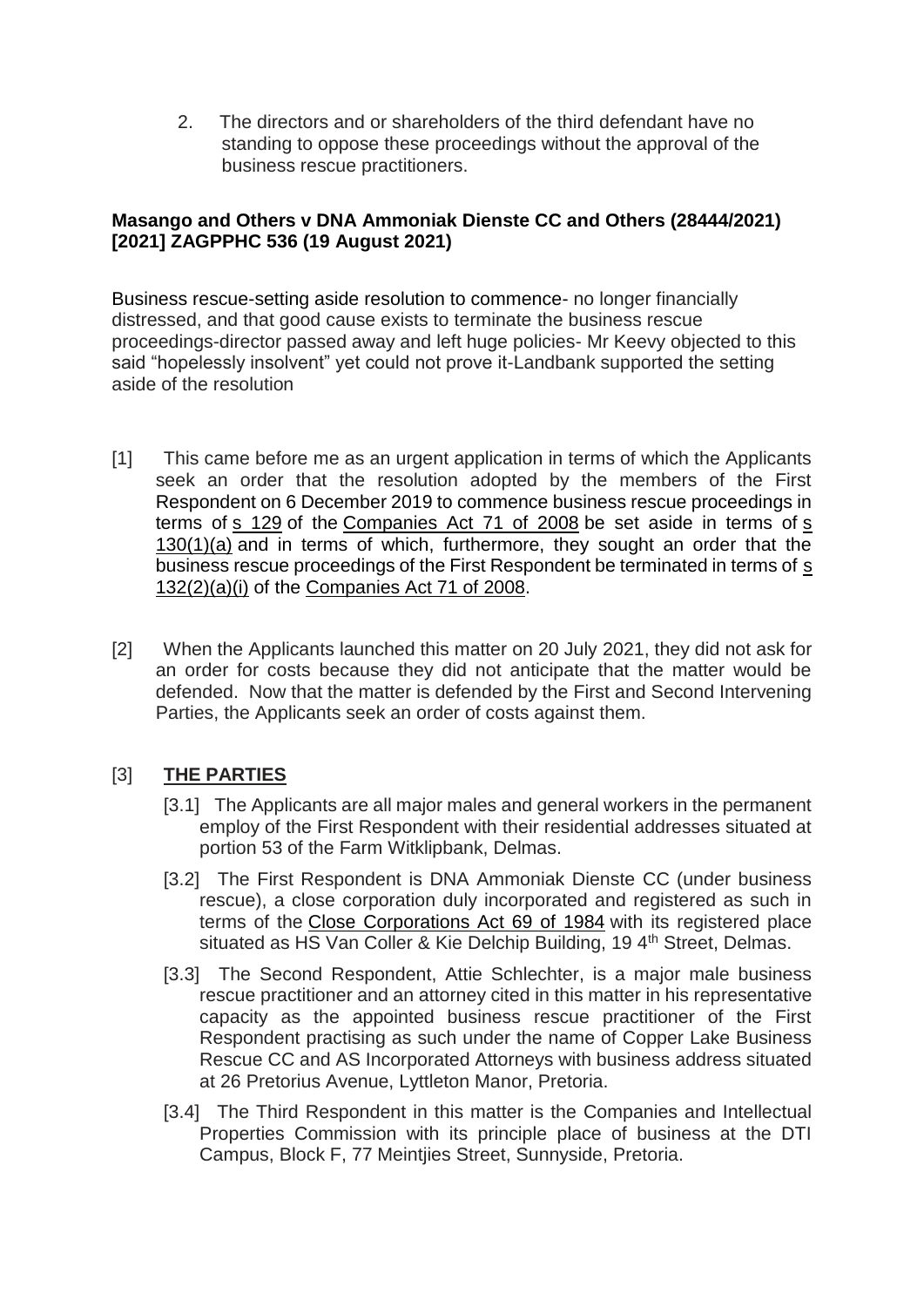2. The directors and or shareholders of the third defendant have no standing to oppose these proceedings without the approval of the business rescue practitioners.

**Masango and Others v DNA Ammoniak Dienste CC and Others (28444/2021) [2021] ZAGPPHC 536 (19 August 2021)**

Business rescue-setting aside resolution to commence- no longer financially distressed, and that good cause exists to terminate the business rescue proceedings-director passed away and left huge policies- Mr Keevy objected to this said "hopelessly insolvent" yet could not prove it-Landbank supported the setting aside of the resolution

[1] This came before me as an urgent application in terms of which the Applicants seek an order that the resolution adopted by the members of the First Respondent on 6 December 2019 to commence business rescue proceedings in terms of s 129 of the Companies Act 71 of 2008 be set aside in terms of s 130(1)(a) and in terms of which, furthermore, they sought an order that the business rescue proceedings of the First Respondent be terminated in terms of s 132(2)(a)(i) of the Companies Act 71 of 2008.

[2] When the Applicants launched this matter on 20 July 2021, they did not ask for an order for costs because they did not anticipate that the matter would be defended. Now that the matter is defended by the First and Second Intervening Parties, the Applicants seek an order of costs against them.

[3] **THE PARTIES**

[3.1] The Applicants are all major males and general workers in the permanent employ of the First Respondent with their residential addresses situated at portion 53 of the Farm Witklipbank, Delmas.

[3.2] The First Respondent is DNA Ammoniak Dienste CC (under business rescue), a close corporation duly incorporated and registered as such in terms of the Close Corporations Act 69 of 1984 with its registered place situated as HS Van Coller & Kie Delchip Building, 19 4th Street, Delmas.

[3.3] The Second Respondent, Attie Schlechter, is a major male business rescue practitioner and an attorney cited in this matter in his representative capacity as the appointed business rescue practitioner of the First Respondent practising as such under the name of Copper Lake Business Rescue CC and AS Incorporated Attorneys with business address situated at 26 Pretorius Avenue, Lyttleton Manor, Pretoria.

[3.4] The Third Respondent in this matter is the Companies and Intellectual Properties Commission with its principle place of business at the DTI Campus, Block F, 77 Meintjies Street, Sunnyside, Pretoria.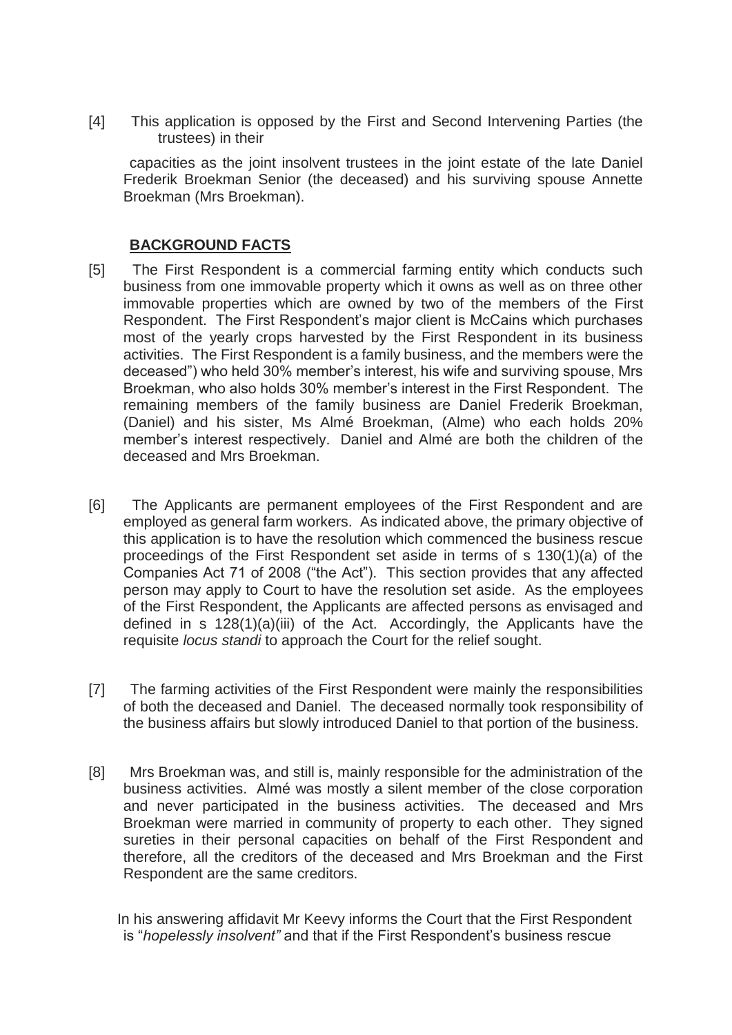[4] This application is opposed by the First and Second Intervening Parties (the trustees) in their

capacities as the joint insolvent trustees in the joint estate of the late Daniel Frederik Broekman Senior (the deceased) and his surviving spouse Annette Broekman (Mrs Broekman).

## **BACKGROUND FACTS**

[5] The First Respondent is a commercial farming entity which conducts such business from one immovable property which it owns as well as on three other immovable properties which are owned by two of the members of the First Respondent. The First Respondent's major client is McCains which purchases most of the yearly crops harvested by the First Respondent in its business activities. The First Respondent is a family business, and the members were the deceased") who held 30% member's interest, his wife and surviving spouse, Mrs Broekman, who also holds 30% member's interest in the First Respondent. The remaining members of the family business are Daniel Frederik Broekman, (Daniel) and his sister, Ms Almé Broekman, (Alme) who each holds 20% member's interest respectively. Daniel and Almé are both the children of the deceased and Mrs Broekman.

[6] The Applicants are permanent employees of the First Respondent and are employed as general farm workers. As indicated above, the primary objective of this application is to have the resolution which commenced the business rescue proceedings of the First Respondent set aside in terms of s 130(1)(a) of the Companies Act 71 of 2008 ("the Act"). This section provides that any affected person may apply to Court to have the resolution set aside. As the employees of the First Respondent, the Applicants are affected persons as envisaged and defined in s 128(1)(a)(iii) of the Act. Accordingly, the Applicants have the requisite *locus standi* to approach the Court for the relief sought.

[7] The farming activities of the First Respondent were mainly the responsibilities of both the deceased and Daniel. The deceased normally took responsibility of the business affairs but slowly introduced Daniel to that portion of the business.

[8] Mrs Broekman was, and still is, mainly responsible for the administration of the business activities. Almé was mostly a silent member of the close corporation and never participated in the business activities. The deceased and Mrs Broekman were married in community of property to each other. They signed sureties in their personal capacities on behalf of the First Respondent and therefore, all the creditors of the deceased and Mrs Broekman and the First Respondent are the same creditors.

In his answering affidavit Mr Keevy informs the Court that the First Respondent is "*hopelessly insolvent"* and that if the First Respondent's business rescue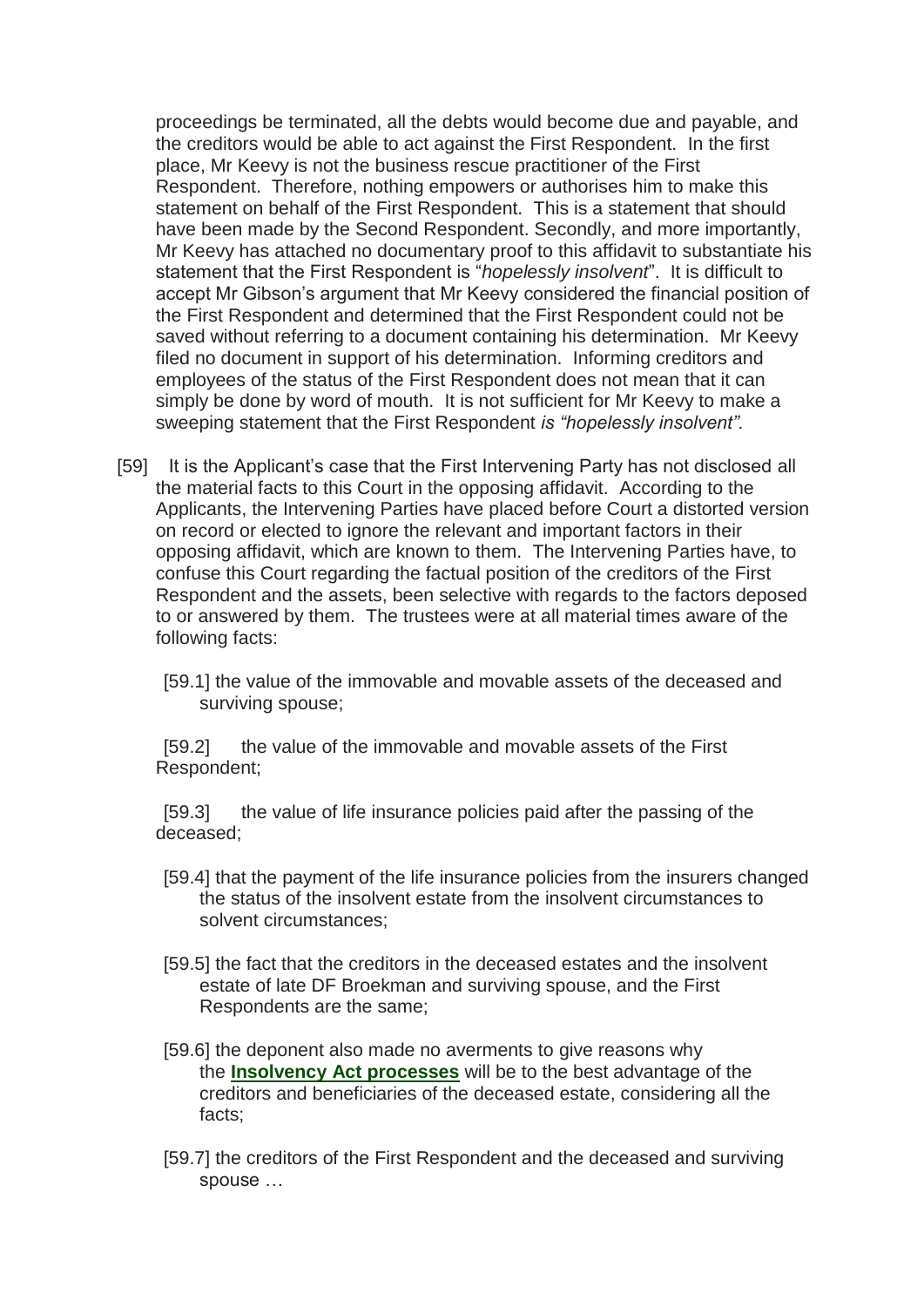proceedings be terminated, all the debts would become due and payable, and the creditors would be able to act against the First Respondent. In the first place, Mr Keevy is not the business rescue practitioner of the First Respondent. Therefore, nothing empowers or authorises him to make this statement on behalf of the First Respondent. This is a statement that should have been made by the Second Respondent. Secondly, and more importantly, Mr Keevy has attached no documentary proof to this affidavit to substantiate his statement that the First Respondent is "*hopelessly insolvent*". It is difficult to accept Mr Gibson's argument that Mr Keevy considered the financial position of the First Respondent and determined that the First Respondent could not be saved without referring to a document containing his determination. Mr Keevy filed no document in support of his determination. Informing creditors and employees of the status of the First Respondent does not mean that it can simply be done by word of mouth. It is not sufficient for Mr Keevy to make a sweeping statement that the First Respondent *is "hopelessly insolvent".*

[59] It is the Applicant's case that the First Intervening Party has not disclosed all the material facts to this Court in the opposing affidavit. According to the Applicants, the Intervening Parties have placed before Court a distorted version on record or elected to ignore the relevant and important factors in their opposing affidavit, which are known to them. The Intervening Parties have, to confuse this Court regarding the factual position of the creditors of the First Respondent and the assets, been selective with regards to the factors deposed to or answered by them. The trustees were at all material times aware of the following facts:

[59.1] the value of the immovable and movable assets of the deceased and surviving spouse;

[59.2] the value of the immovable and movable assets of the First Respondent;

[59.3] the value of life insurance policies paid after the passing of the deceased;

[59.4] that the payment of the life insurance policies from the insurers changed the status of the insolvent estate from the insolvent circumstances to solvent circumstances;

[59.5] the fact that the creditors in the deceased estates and the insolvent estate of late DF Broekman and surviving spouse, and the First Respondents are the same;

[59.6] the deponent also made no averments to give reasons why the **Insolvency Act processes** will be to the best advantage of the creditors and beneficiaries of the deceased estate, considering all the facts;

[59.7] the creditors of the First Respondent and the deceased and surviving spouse …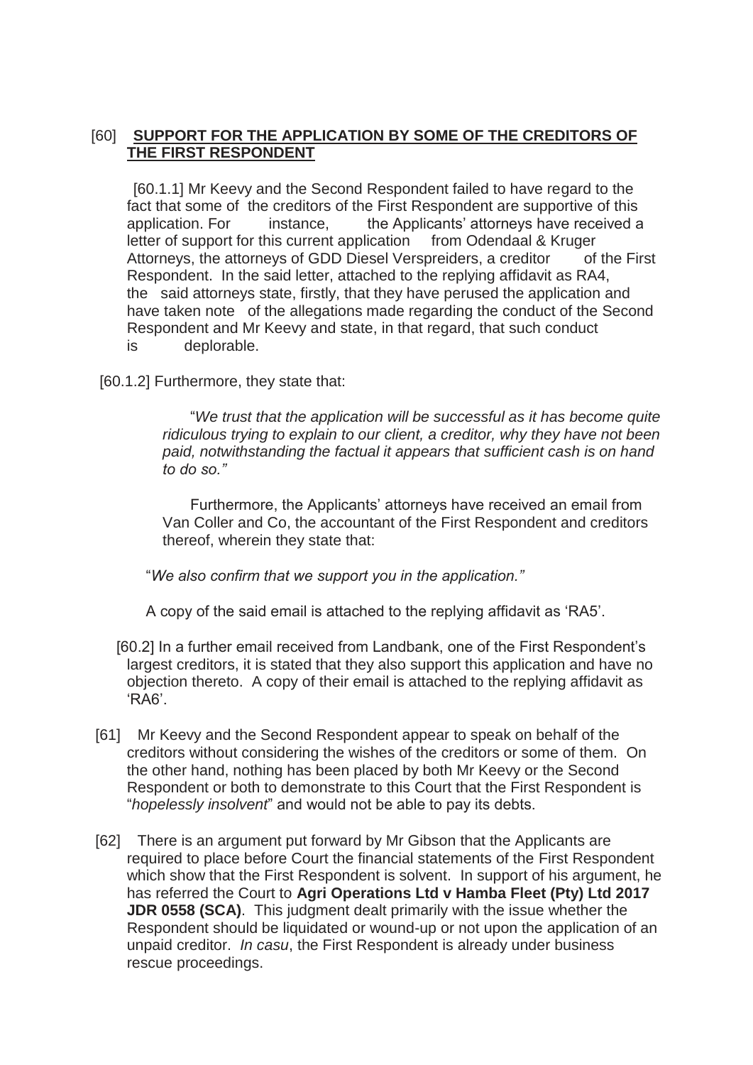[60] **<u>SUPPORT FOR THE APPLICATION BY SOME OF THE CREDITORS OF THE FIRST RESPONDENT</u>**

[60.1.1] Mr Keevy and the Second Respondent failed to have regard to the fact that some of the creditors of the First Respondent are supportive of this application. For instance, the Applicants' attorneys have received a letter of support for this current application from Odendaal & Kruger Attorneys, the attorneys of GDD Diesel Verspreiders, a creditor of the First Respondent. In the said letter, attached to the replying affidavit as RA4, the said attorneys state, firstly, that they have perused the application and have taken note of the allegations made regarding the conduct of the Second Respondent and Mr Keevy and state, in that regard, that such conduct is deplorable.

[60.1.2] Furthermore, they state that:

> "*We trust that the application will be successful as it has become quite ridiculous trying to explain to our client, a creditor, why they have not been paid, notwithstanding the factual it appears that sufficient cash is on hand to do so."*

Furthermore, the Applicants' attorneys have received an email from Van Coller and Co, the accountant of the First Respondent and creditors thereof, wherein they state that:

> "*We also confirm that we support you in the application."*

A copy of the said email is attached to the replying affidavit as 'RA5'.

[60.2] In a further email received from Landbank, one of the First Respondent's largest creditors, it is stated that they also support this application and have no objection thereto. A copy of their email is attached to the replying affidavit as 'RA6'.

[61] Mr Keevy and the Second Respondent appear to speak on behalf of the creditors without considering the wishes of the creditors or some of them. On the other hand, nothing has been placed by both Mr Keevy or the Second Respondent or both to demonstrate to this Court that the First Respondent is "*hopelessly insolvent*" and would not be able to pay its debts.

[62] There is an argument put forward by Mr Gibson that the Applicants are required to place before Court the financial statements of the First Respondent which show that the First Respondent is solvent. In support of his argument, he has referred the Court to **Agri Operations Ltd v Hamba Fleet (Pty) Ltd 2017 JDR 0558 (SCA)**. This judgment dealt primarily with the issue whether the Respondent should be liquidated or wound-up or not upon the application of an unpaid creditor. *In casu*, the First Respondent is already under business rescue proceedings.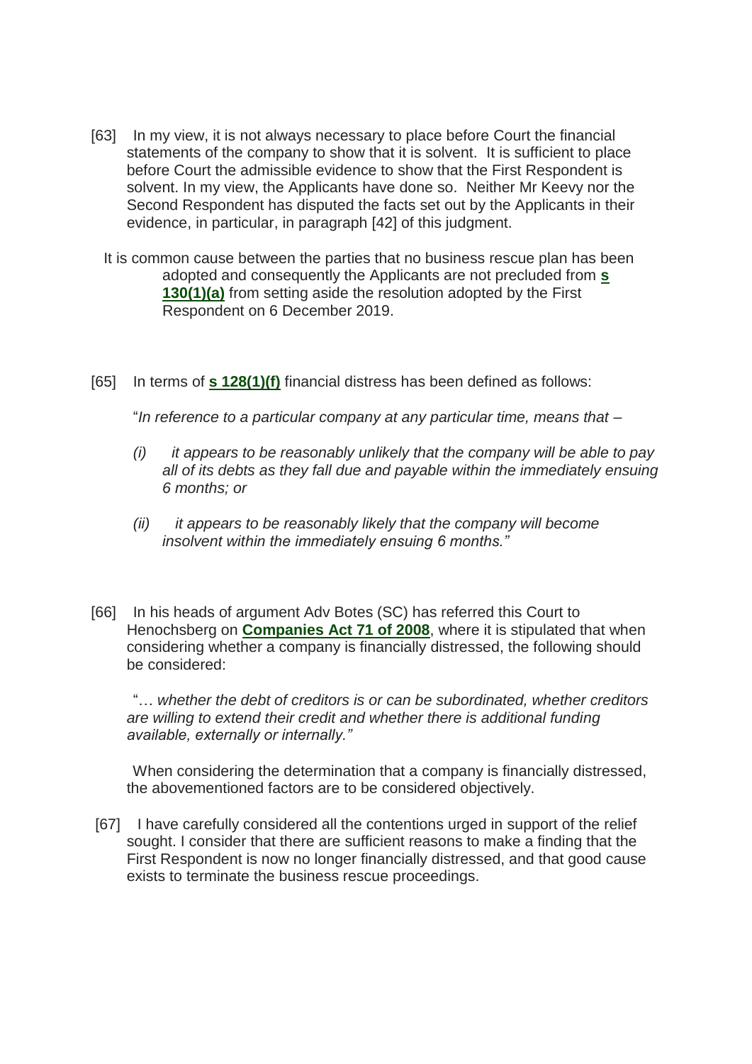[63] In my view, it is not always necessary to place before Court the financial statements of the company to show that it is solvent. It is sufficient to place before Court the admissible evidence to show that the First Respondent is solvent. In my view, the Applicants have done so. Neither Mr Keevy nor the Second Respondent has disputed the facts set out by the Applicants in their evidence, in particular, in paragraph [42] of this judgment.

It is common cause between the parties that no business rescue plan has been adopted and consequently the Applicants are not precluded from **s 130(1)(a)** from setting aside the resolution adopted by the First Respondent on 6 December 2019.

[65] In terms of **s 128(1)(f)** financial distress has been defined as follows:

"*In reference to a particular company at any particular time, means that –*

*(i) it appears to be reasonably unlikely that the company will be able to pay all of its debts as they fall due and payable within the immediately ensuing 6 months; or*

*(ii) it appears to be reasonably likely that the company will become insolvent within the immediately ensuing 6 months."*

[66] In his heads of argument Adv Botes (SC) has referred this Court to Henochsberg on **Companies Act 71 of 2008**, where it is stipulated that when considering whether a company is financially distressed, the following should be considered:

"… *whether the debt of creditors is or can be subordinated, whether creditors are willing to extend their credit and whether there is additional funding available, externally or internally."*

When considering the determination that a company is financially distressed, the abovementioned factors are to be considered objectively.

[67] I have carefully considered all the contentions urged in support of the relief sought. I consider that there are sufficient reasons to make a finding that the First Respondent is now no longer financially distressed, and that good cause exists to terminate the business rescue proceedings.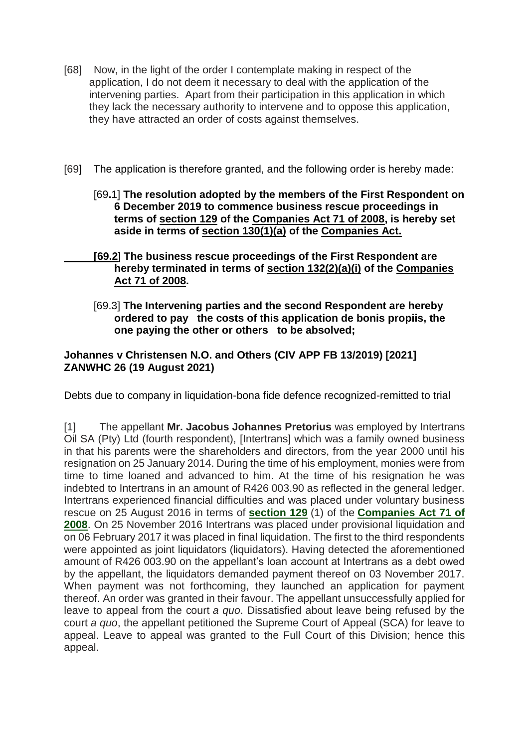[68] Now, in the light of the order I contemplate making in respect of the application, I do not deem it necessary to deal with the application of the intervening parties. Apart from their participation in this application in which they lack the necessary authority to intervene and to oppose this application, they have attracted an order of costs against themselves.

[69] The application is therefore granted, and the following order is hereby made:

[69.1] **The resolution adopted by the members of the First Respondent on 6 December 2019 to commence business rescue proceedings in terms of section 129 of the Companies Act 71 of 2008, is hereby set aside in terms of section 130(1)(a) of the Companies Act.**

**[69.2] The business rescue proceedings of the First Respondent are hereby terminated in terms of section 132(2)(a)(i) of the Companies Act 71 of 2008.**

[69.3] **The Intervening parties and the second Respondent are hereby ordered to pay the costs of this application de bonis propiis, the one paying the other or others to be absolved;**

**Johannes v Christensen N.O. and Others (CIV APP FB 13/2019) [2021] ZANWHC 26 (19 August 2021)**

Debts due to company in liquidation-bona fide defence recognized-remitted to trial

[1] The appellant **Mr. Jacobus Johannes Pretorius** was employed by Intertrans Oil SA (Pty) Ltd (fourth respondent), [Intertrans] which was a family owned business in that his parents were the shareholders and directors, from the year 2000 until his resignation on 25 January 2014. During the time of his employment, monies were from time to time loaned and advanced to him. At the time of his resignation he was indebted to Intertrans in an amount of R426 003.90 as reflected in the general ledger. Intertrans experienced financial difficulties and was placed under voluntary business rescue on 25 August 2016 in terms of **section 129** (1) of the **Companies Act 71 of 2008**. On 25 November 2016 Intertrans was placed under provisional liquidation and on 06 February 2017 it was placed in final liquidation. The first to the third respondents were appointed as joint liquidators (liquidators). Having detected the aforementioned amount of R426 003.90 on the appellant's loan account at Intertrans as a debt owed by the appellant, the liquidators demanded payment thereof on 03 November 2017. When payment was not forthcoming, they launched an application for payment thereof. An order was granted in their favour. The appellant unsuccessfully applied for leave to appeal from the court *a quo*. Dissatisfied about leave being refused by the court *a quo*, the appellant petitioned the Supreme Court of Appeal (SCA) for leave to appeal. Leave to appeal was granted to the Full Court of this Division; hence this appeal.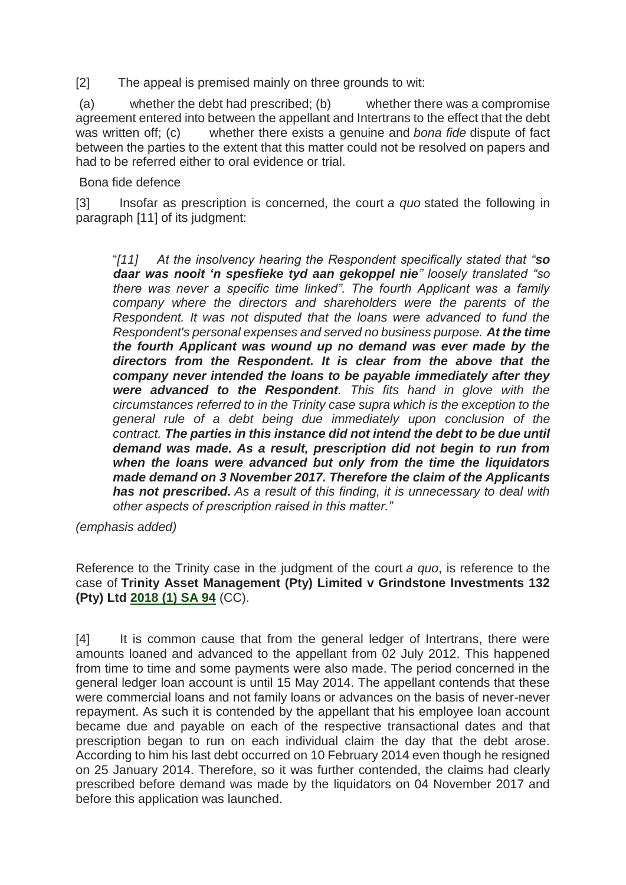[2] The appeal is premised mainly on three grounds to wit:

(a) whether the debt had prescribed; (b) whether there was a compromise agreement entered into between the appellant and Intertrans to the effect that the debt was written off; (c) whether there exists a genuine and *bona fide* dispute of fact between the parties to the extent that this matter could not be resolved on papers and had to be referred either to oral evidence or trial.

Bona fide defence

[3] Insofar as prescription is concerned, the court *a quo* stated the following in paragraph [11] of its judgment:

> "*[11] At the insolvency hearing the Respondent specifically stated that "**so daar was nooit 'n spesfieke tyd aan gekoppel nie**" loosely translated "so there was never a specific time linked". The fourth Applicant was a family company where the directors and shareholders were the parents of the Respondent. It was not disputed that the loans were advanced to fund the Respondent's personal expenses and served no business purpose. **At the time the fourth Applicant was wound up no demand was ever made by the directors from the Respondent. It is clear from the above that the company never intended the loans to be payable immediately after they were advanced to the Respondent**. This fits hand in glove with the circumstances referred to in the Trinity case supra which is the exception to the general rule of a debt being due immediately upon conclusion of the contract. **The parties in this instance did not intend the debt to be due until demand was made. As a result, prescription did not begin to run from when the loans were advanced but only from the time the liquidators made demand on 3 November 2017. Therefore the claim of the Applicants has not prescribed.** As a result of this finding, it is unnecessary to deal with other aspects of prescription raised in this matter."*

*(emphasis added)*

Reference to the Trinity case in the judgment of the court *a quo*, is reference to the case of **Trinity Asset Management (Pty) Limited v Grindstone Investments 132 (Pty) Ltd 2018 (1) SA 94** (CC).

[4] It is common cause that from the general ledger of Intertrans, there were amounts loaned and advanced to the appellant from 02 July 2012. This happened from time to time and some payments were also made. The period concerned in the general ledger loan account is until 15 May 2014. The appellant contends that these were commercial loans and not family loans or advances on the basis of never-never repayment. As such it is contended by the appellant that his employee loan account became due and payable on each of the respective transactional dates and that prescription began to run on each individual claim the day that the debt arose. According to him his last debt occurred on 10 February 2014 even though he resigned on 25 January 2014. Therefore, so it was further contended, the claims had clearly prescribed before demand was made by the liquidators on 04 November 2017 and before this application was launched.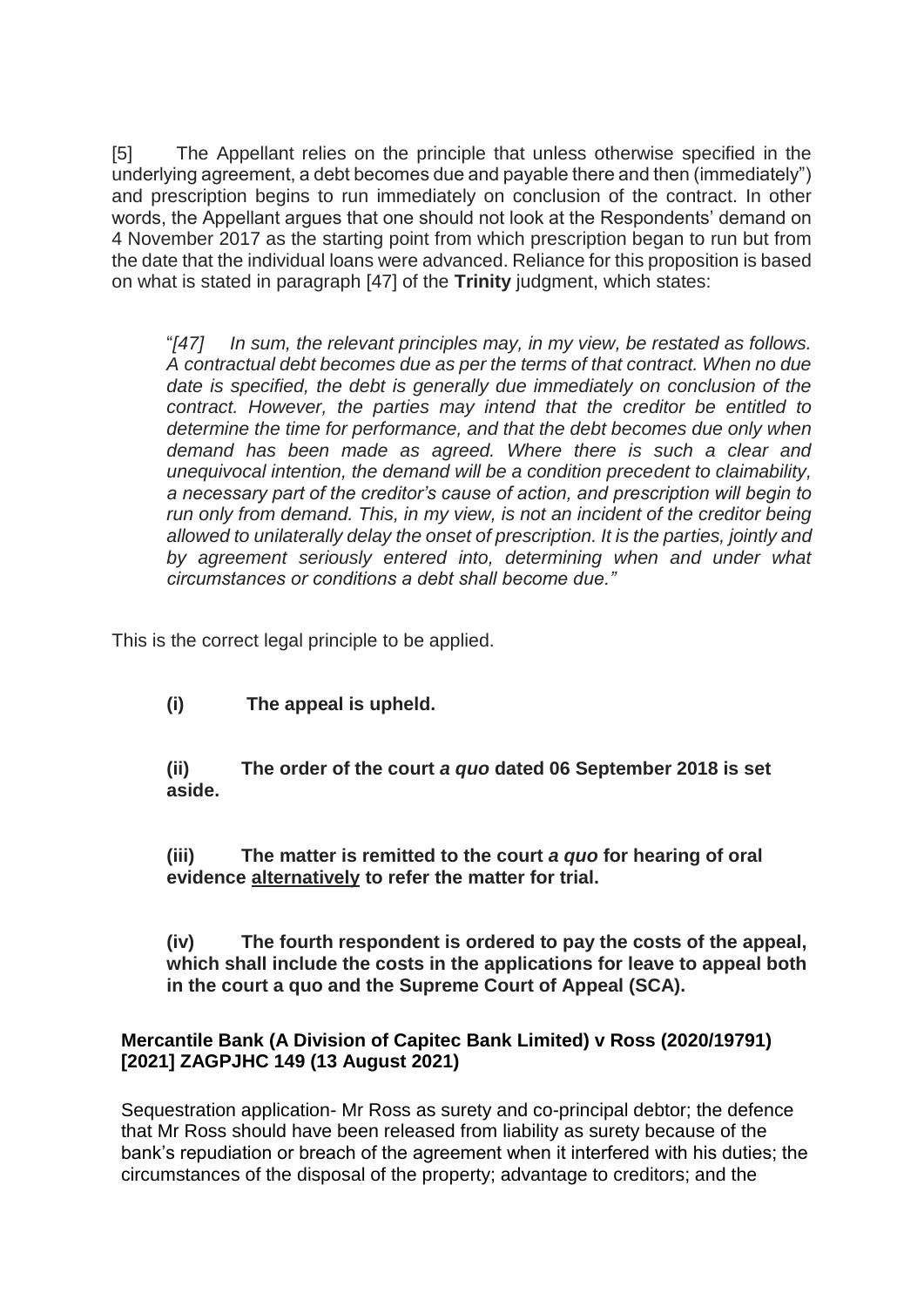[5] The Appellant relies on the principle that unless otherwise specified in the underlying agreement, a debt becomes due and payable there and then (immediately") and prescription begins to run immediately on conclusion of the contract. In other words, the Appellant argues that one should not look at the Respondents' demand on 4 November 2017 as the starting point from which prescription began to run but from the date that the individual loans were advanced. Reliance for this proposition is based on what is stated in paragraph [47] of the **Trinity** judgment, which states:

> "*[47] In sum, the relevant principles may, in my view, be restated as follows. A contractual debt becomes due as per the terms of that contract. When no due date is specified, the debt is generally due immediately on conclusion of the contract. However, the parties may intend that the creditor be entitled to determine the time for performance, and that the debt becomes due only when demand has been made as agreed. Where there is such a clear and unequivocal intention, the demand will be a condition precedent to claimability, a necessary part of the creditor's cause of action, and prescription will begin to run only from demand. This, in my view, is not an incident of the creditor being allowed to unilaterally delay the onset of prescription. It is the parties, jointly and by agreement seriously entered into, determining when and under what circumstances or conditions a debt shall become due.*"

This is the correct legal principle to be applied.

**(i) The appeal is upheld.**

**(ii) The order of the court *a quo* dated 06 September 2018 is set aside.**

**(iii) The matter is remitted to the court *a quo* for hearing of oral evidence <u>alternatively</u> to refer the matter for trial.**

**(iv) The fourth respondent is ordered to pay the costs of the appeal, which shall include the costs in the applications for leave to appeal both in the court a quo and the Supreme Court of Appeal (SCA).**

**Mercantile Bank (A Division of Capitec Bank Limited) v Ross (2020/19791) [2021] ZAGPJHC 149 (13 August 2021)**

Sequestration application- Mr Ross as surety and co-principal debtor; the defence that Mr Ross should have been released from liability as surety because of the bank's repudiation or breach of the agreement when it interfered with his duties; the circumstances of the disposal of the property; advantage to creditors; and the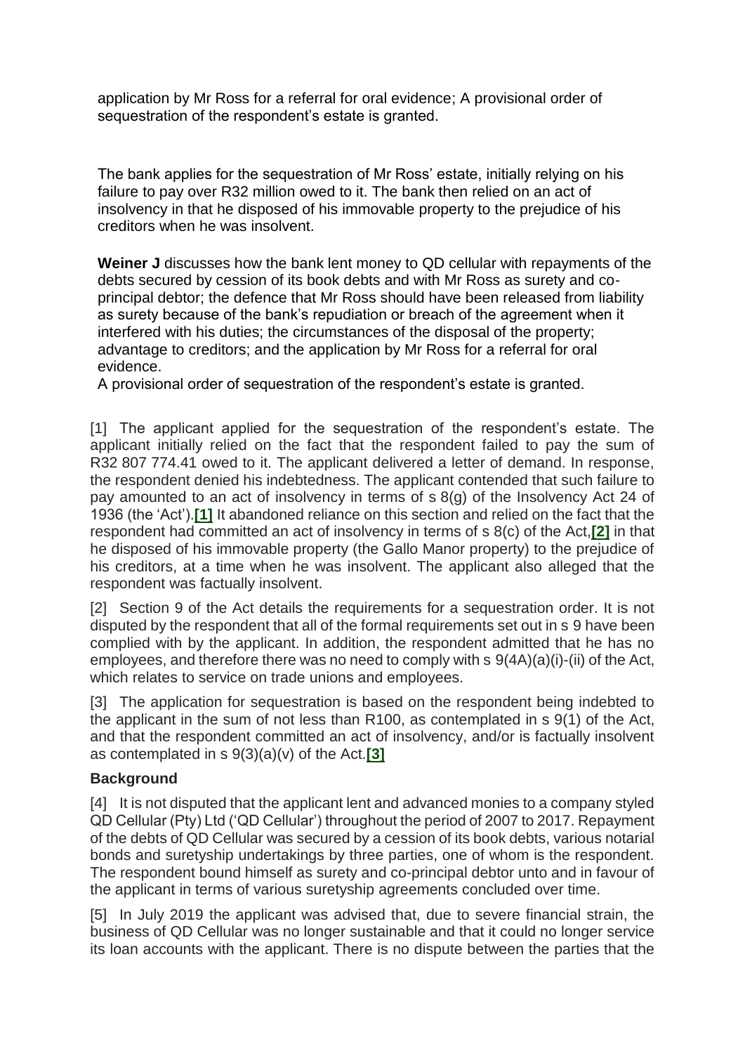application by Mr Ross for a referral for oral evidence; A provisional order of sequestration of the respondent's estate is granted.

The bank applies for the sequestration of Mr Ross' estate, initially relying on his failure to pay over R32 million owed to it. The bank then relied on an act of insolvency in that he disposed of his immovable property to the prejudice of his creditors when he was insolvent.

**Weiner J** discusses how the bank lent money to QD cellular with repayments of the debts secured by cession of its book debts and with Mr Ross as surety and co-principal debtor; the defence that Mr Ross should have been released from liability as surety because of the bank's repudiation or breach of the agreement when it interfered with his duties; the circumstances of the disposal of the property; advantage to creditors; and the application by Mr Ross for a referral for oral evidence.
A provisional order of sequestration of the respondent's estate is granted.

[1] The applicant applied for the sequestration of the respondent's estate. The applicant initially relied on the fact that the respondent failed to pay the sum of R32 807 774.41 owed to it. The applicant delivered a letter of demand. In response, the respondent denied his indebtedness. The applicant contended that such failure to pay amounted to an act of insolvency in terms of s 8(g) of the Insolvency Act 24 of 1936 (the 'Act').[1] It abandoned reliance on this section and relied on the fact that the respondent had committed an act of insolvency in terms of s 8(c) of the Act,[2] in that he disposed of his immovable property (the Gallo Manor property) to the prejudice of his creditors, at a time when he was insolvent. The applicant also alleged that the respondent was factually insolvent.

[2] Section 9 of the Act details the requirements for a sequestration order. It is not disputed by the respondent that all of the formal requirements set out in s 9 have been complied with by the applicant. In addition, the respondent admitted that he has no employees, and therefore there was no need to comply with s 9(4A)(a)(i)-(ii) of the Act, which relates to service on trade unions and employees.

[3] The application for sequestration is based on the respondent being indebted to the applicant in the sum of not less than R100, as contemplated in s 9(1) of the Act, and that the respondent committed an act of insolvency, and/or is factually insolvent as contemplated in s 9(3)(a)(v) of the Act.[3]

### Background

[4] It is not disputed that the applicant lent and advanced monies to a company styled QD Cellular (Pty) Ltd ('QD Cellular') throughout the period of 2007 to 2017. Repayment of the debts of QD Cellular was secured by a cession of its book debts, various notarial bonds and suretyship undertakings by three parties, one of whom is the respondent. The respondent bound himself as surety and co-principal debtor unto and in favour of the applicant in terms of various suretyship agreements concluded over time.

[5] In July 2019 the applicant was advised that, due to severe financial strain, the business of QD Cellular was no longer sustainable and that it could no longer service its loan accounts with the applicant. There is no dispute between the parties that the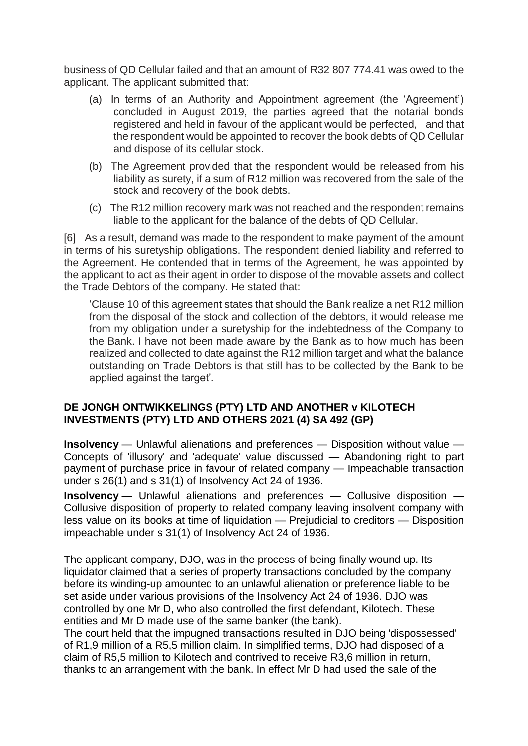business of QD Cellular failed and that an amount of R32 807 774.41 was owed to the applicant. The applicant submitted that:

(a) In terms of an Authority and Appointment agreement (the 'Agreement') concluded in August 2019, the parties agreed that the notarial bonds registered and held in favour of the applicant would be perfected, and that the respondent would be appointed to recover the book debts of QD Cellular and dispose of its cellular stock.

(b) The Agreement provided that the respondent would be released from his liability as surety, if a sum of R12 million was recovered from the sale of the stock and recovery of the book debts.

(c) The R12 million recovery mark was not reached and the respondent remains liable to the applicant for the balance of the debts of QD Cellular.

[6] As a result, demand was made to the respondent to make payment of the amount in terms of his suretyship obligations. The respondent denied liability and referred to the Agreement. He contended that in terms of the Agreement, he was appointed by the applicant to act as their agent in order to dispose of the movable assets and collect the Trade Debtors of the company. He stated that:

> 'Clause 10 of this agreement states that should the Bank realize a net R12 million from the disposal of the stock and collection of the debtors, it would release me from my obligation under a suretyship for the indebtedness of the Company to the Bank. I have not been made aware by the Bank as to how much has been realized and collected to date against the R12 million target and what the balance outstanding on Trade Debtors is that still has to be collected by the Bank to be applied against the target'.

## DE JONGH ONTWIKKELINGS (PTY) LTD AND ANOTHER v KILOTECH INVESTMENTS (PTY) LTD AND OTHERS 2021 (4) SA 492 (GP)

**Insolvency** — Unlawful alienations and preferences — Disposition without value — Concepts of 'illusory' and 'adequate' value discussed — Abandoning right to part payment of purchase price in favour of related company — Impeachable transaction under s 26(1) and s 31(1) of Insolvency Act 24 of 1936.

**Insolvency** — Unlawful alienations and preferences — Collusive disposition — Collusive disposition of property to related company leaving insolvent company with less value on its books at time of liquidation — Prejudicial to creditors — Disposition impeachable under s 31(1) of Insolvency Act 24 of 1936.

The applicant company, DJO, was in the process of being finally wound up. Its liquidator claimed that a series of property transactions concluded by the company before its winding-up amounted to an unlawful alienation or preference liable to be set aside under various provisions of the Insolvency Act 24 of 1936. DJO was controlled by one Mr D, who also controlled the first defendant, Kilotech. These entities and Mr D made use of the same banker (the bank).

The court held that the impugned transactions resulted in DJO being 'dispossessed' of R1,9 million of a R5,5 million claim. In simplified terms, DJO had disposed of a claim of R5,5 million to Kilotech and contrived to receive R3,6 million in return, thanks to an arrangement with the bank. In effect Mr D had used the sale of the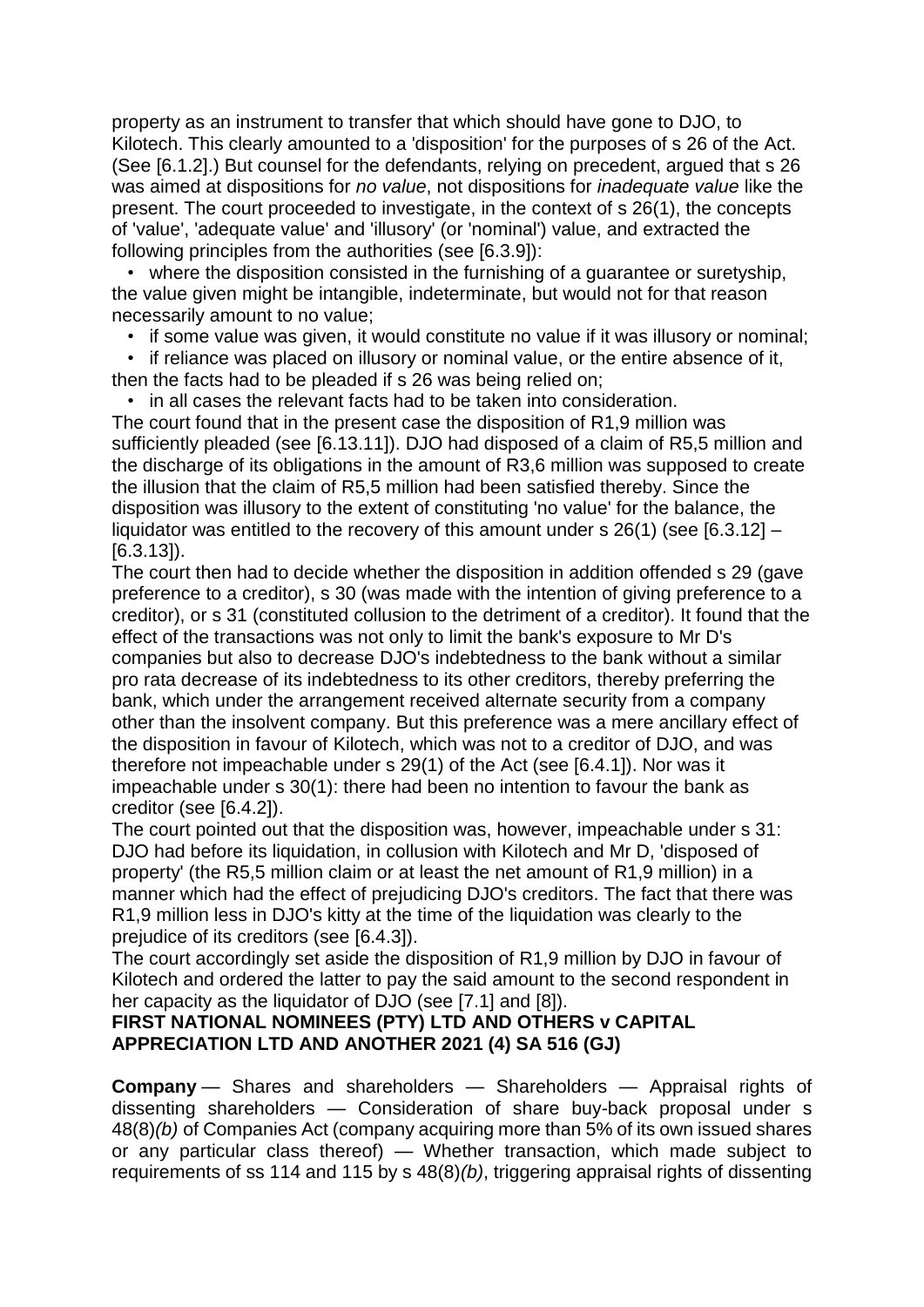property as an instrument to transfer that which should have gone to DJO, to Kilotech. This clearly amounted to a 'disposition' for the purposes of s 26 of the Act. (See [6.1.2].) But counsel for the defendants, relying on precedent, argued that s 26 was aimed at dispositions for *no value*, not dispositions for *inadequate value* like the present. The court proceeded to investigate, in the context of s 26(1), the concepts of 'value', 'adequate value' and 'illusory' (or 'nominal') value, and extracted the following principles from the authorities (see [6.3.9]):

- where the disposition consisted in the furnishing of a guarantee or suretyship, the value given might be intangible, indeterminate, but would not for that reason necessarily amount to no value;
- if some value was given, it would constitute no value if it was illusory or nominal;
- if reliance was placed on illusory or nominal value, or the entire absence of it, then the facts had to be pleaded if s 26 was being relied on;
- in all cases the relevant facts had to be taken into consideration.

The court found that in the present case the disposition of R1,9 million was sufficiently pleaded (see [6.13.11]). DJO had disposed of a claim of R5,5 million and the discharge of its obligations in the amount of R3,6 million was supposed to create the illusion that the claim of R5,5 million had been satisfied thereby. Since the disposition was illusory to the extent of constituting 'no value' for the balance, the liquidator was entitled to the recovery of this amount under s 26(1) (see [6.3.12] – [6.3.13]).

The court then had to decide whether the disposition in addition offended s 29 (gave preference to a creditor), s 30 (was made with the intention of giving preference to a creditor), or s 31 (constituted collusion to the detriment of a creditor). It found that the effect of the transactions was not only to limit the bank's exposure to Mr D's companies but also to decrease DJO's indebtedness to the bank without a similar pro rata decrease of its indebtedness to its other creditors, thereby preferring the bank, which under the arrangement received alternate security from a company other than the insolvent company. But this preference was a mere ancillary effect of the disposition in favour of Kilotech, which was not to a creditor of DJO, and was therefore not impeachable under s 29(1) of the Act (see [6.4.1]). Nor was it impeachable under s 30(1): there had been no intention to favour the bank as creditor (see [6.4.2]).

The court pointed out that the disposition was, however, impeachable under s 31: DJO had before its liquidation, in collusion with Kilotech and Mr D, 'disposed of property' (the R5,5 million claim or at least the net amount of R1,9 million) in a manner which had the effect of prejudicing DJO's creditors. The fact that there was R1,9 million less in DJO's kitty at the time of the liquidation was clearly to the prejudice of its creditors (see [6.4.3]).

The court accordingly set aside the disposition of R1,9 million by DJO in favour of Kilotech and ordered the latter to pay the said amount to the second respondent in her capacity as the liquidator of DJO (see [7.1] and [8]).

**FIRST NATIONAL NOMINEES (PTY) LTD AND OTHERS v CAPITAL APPRECIATION LTD AND ANOTHER 2021 (4) SA 516 (GJ)**

**Company** — Shares and shareholders — Shareholders — Appraisal rights of dissenting shareholders — Consideration of share buy-back proposal under s 48(8)*(b)* of Companies Act (company acquiring more than 5% of its own issued shares or any particular class thereof) — Whether transaction, which made subject to requirements of ss 114 and 115 by s 48(8)*(b)*, triggering appraisal rights of dissenting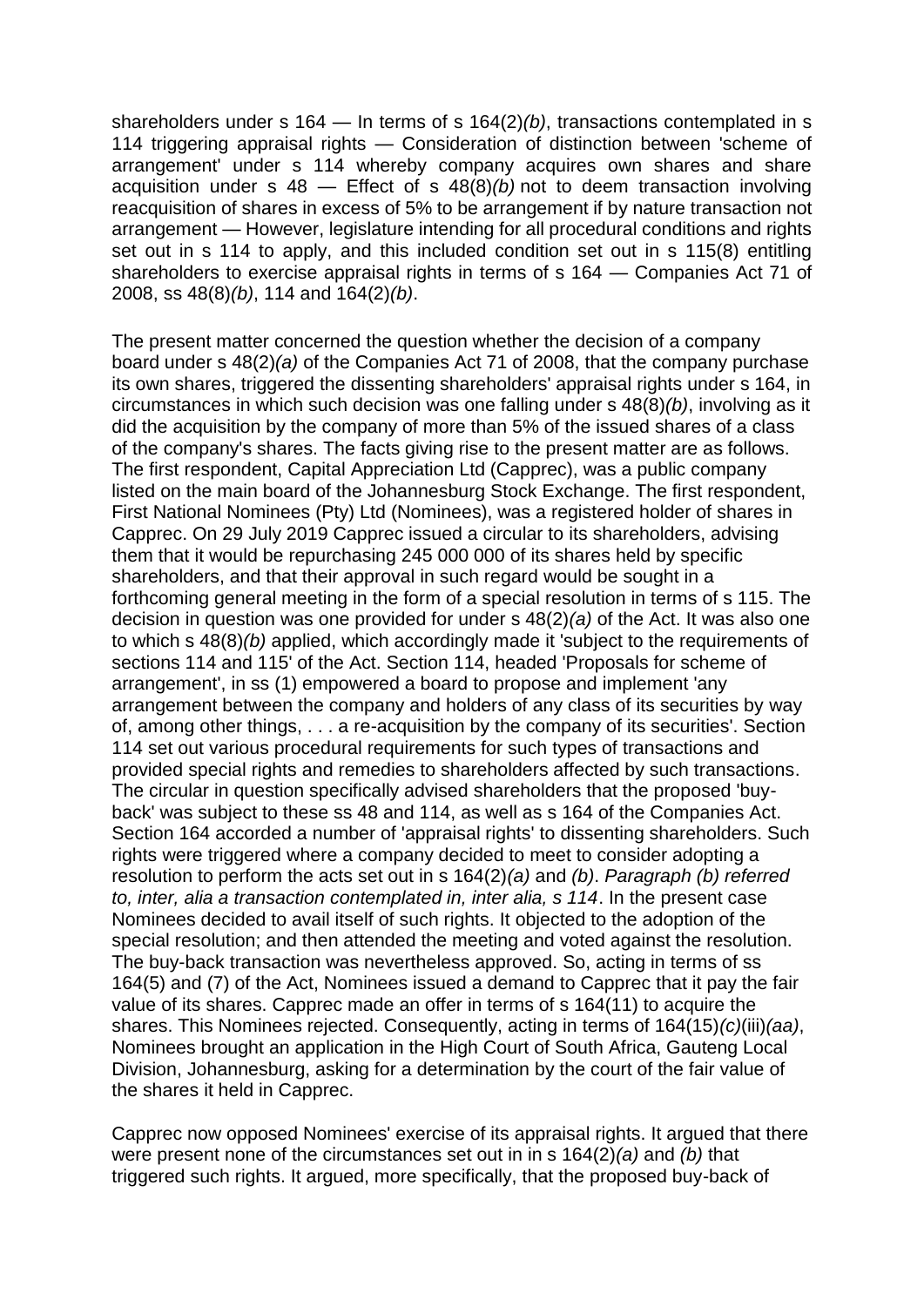shareholders under s 164 — In terms of s 164(2)*(b)*, transactions contemplated in s 114 triggering appraisal rights — Consideration of distinction between 'scheme of arrangement' under s 114 whereby company acquires own shares and share acquisition under s 48 — Effect of s 48(8)*(b)* not to deem transaction involving reacquisition of shares in excess of 5% to be arrangement if by nature transaction not arrangement — However, legislature intending for all procedural conditions and rights set out in s 114 to apply, and this included condition set out in s 115(8) entitling shareholders to exercise appraisal rights in terms of s 164 — Companies Act 71 of 2008, ss 48(8)*(b)*, 114 and 164(2)*(b)*.

The present matter concerned the question whether the decision of a company board under s 48(2)*(a)* of the Companies Act 71 of 2008, that the company purchase its own shares, triggered the dissenting shareholders' appraisal rights under s 164, in circumstances in which such decision was one falling under s 48(8)*(b)*, involving as it did the acquisition by the company of more than 5% of the issued shares of a class of the company's shares. The facts giving rise to the present matter are as follows. The first respondent, Capital Appreciation Ltd (Capprec), was a public company listed on the main board of the Johannesburg Stock Exchange. The first respondent, First National Nominees (Pty) Ltd (Nominees), was a registered holder of shares in Capprec. On 29 July 2019 Capprec issued a circular to its shareholders, advising them that it would be repurchasing 245 000 000 of its shares held by specific shareholders, and that their approval in such regard would be sought in a forthcoming general meeting in the form of a special resolution in terms of s 115. The decision in question was one provided for under s 48(2)*(a)* of the Act. It was also one to which s 48(8)*(b)* applied, which accordingly made it 'subject to the requirements of sections 114 and 115' of the Act. Section 114, headed 'Proposals for scheme of arrangement', in ss (1) empowered a board to propose and implement 'any arrangement between the company and holders of any class of its securities by way of, among other things, . . . a re-acquisition by the company of its securities'. Section 114 set out various procedural requirements for such types of transactions and provided special rights and remedies to shareholders affected by such transactions. The circular in question specifically advised shareholders that the proposed 'buy-back' was subject to these ss 48 and 114, as well as s 164 of the Companies Act. Section 164 accorded a number of 'appraisal rights' to dissenting shareholders. Such rights were triggered where a company decided to meet to consider adopting a resolution to perform the acts set out in s 164(2)*(a)* and *(b)*. *Paragraph (b) referred to, inter, alia a transaction contemplated in, inter alia, s 114*. In the present case Nominees decided to avail itself of such rights. It objected to the adoption of the special resolution; and then attended the meeting and voted against the resolution. The buy-back transaction was nevertheless approved. So, acting in terms of ss 164(5) and (7) of the Act, Nominees issued a demand to Capprec that it pay the fair value of its shares. Capprec made an offer in terms of s 164(11) to acquire the shares. This Nominees rejected. Consequently, acting in terms of 164(15)*(c)*(iii)*(aa)*, Nominees brought an application in the High Court of South Africa, Gauteng Local Division, Johannesburg, asking for a determination by the court of the fair value of the shares it held in Capprec.

Capprec now opposed Nominees' exercise of its appraisal rights. It argued that there were present none of the circumstances set out in in s 164(2)*(a)* and *(b)* that triggered such rights. It argued, more specifically, that the proposed buy-back of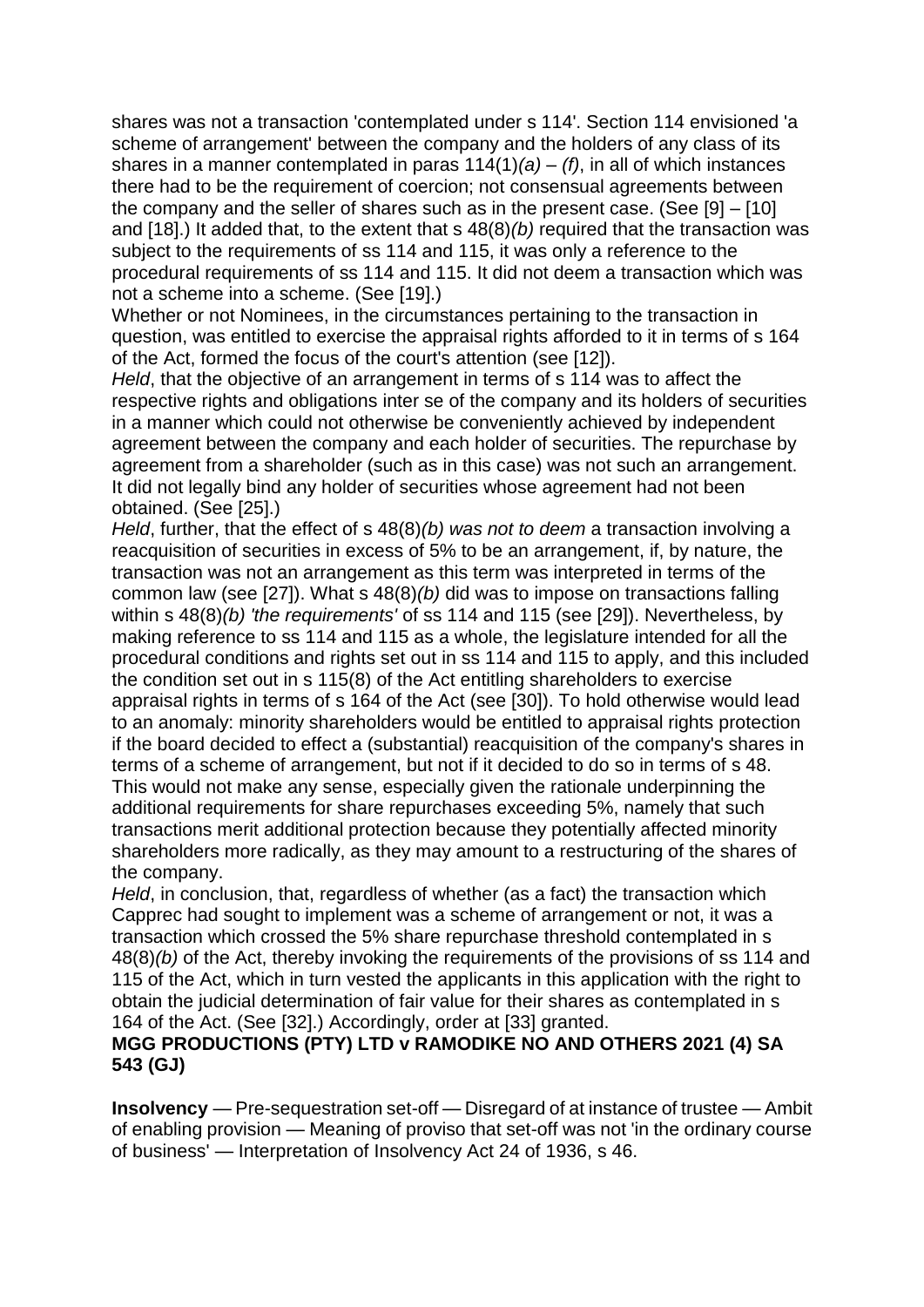shares was not a transaction 'contemplated under s 114'. Section 114 envisioned 'a scheme of arrangement' between the company and the holders of any class of its shares in a manner contemplated in paras 114(1)*(a)* – *(f)*, in all of which instances there had to be the requirement of coercion; not consensual agreements between the company and the seller of shares such as in the present case. (See [9] – [10] and [18].) It added that, to the extent that s 48(8)*(b)* required that the transaction was subject to the requirements of ss 114 and 115, it was only a reference to the procedural requirements of ss 114 and 115. It did not deem a transaction which was not a scheme into a scheme. (See [19].)

Whether or not Nominees, in the circumstances pertaining to the transaction in question, was entitled to exercise the appraisal rights afforded to it in terms of s 164 of the Act, formed the focus of the court's attention (see [12]).

*Held*, that the objective of an arrangement in terms of s 114 was to affect the respective rights and obligations inter se of the company and its holders of securities in a manner which could not otherwise be conveniently achieved by independent agreement between the company and each holder of securities. The repurchase by agreement from a shareholder (such as in this case) was not such an arrangement. It did not legally bind any holder of securities whose agreement had not been obtained. (See [25].)

*Held*, further, that the effect of s 48(8)*(b) was not to deem* a transaction involving a reacquisition of securities in excess of 5% to be an arrangement, if, by nature, the transaction was not an arrangement as this term was interpreted in terms of the common law (see [27]). What s 48(8)*(b)* did was to impose on transactions falling within s 48(8)*(b) 'the requirements'* of ss 114 and 115 (see [29]). Nevertheless, by making reference to ss 114 and 115 as a whole, the legislature intended for all the procedural conditions and rights set out in ss 114 and 115 to apply, and this included the condition set out in s 115(8) of the Act entitling shareholders to exercise appraisal rights in terms of s 164 of the Act (see [30]). To hold otherwise would lead to an anomaly: minority shareholders would be entitled to appraisal rights protection if the board decided to effect a (substantial) reacquisition of the company's shares in terms of a scheme of arrangement, but not if it decided to do so in terms of s 48. This would not make any sense, especially given the rationale underpinning the additional requirements for share repurchases exceeding 5%, namely that such transactions merit additional protection because they potentially affected minority shareholders more radically, as they may amount to a restructuring of the shares of the company.

*Held*, in conclusion, that, regardless of whether (as a fact) the transaction which Capprec had sought to implement was a scheme of arrangement or not, it was a transaction which crossed the 5% share repurchase threshold contemplated in s 48(8)*(b)* of the Act, thereby invoking the requirements of the provisions of ss 114 and 115 of the Act, which in turn vested the applicants in this application with the right to obtain the judicial determination of fair value for their shares as contemplated in s 164 of the Act. (See [32].) Accordingly, order at [33] granted.

**MGG PRODUCTIONS (PTY) LTD v RAMODIKE NO AND OTHERS 2021 (4) SA 543 (GJ)**

**Insolvency** — Pre-sequestration set-off — Disregard of at instance of trustee — Ambit of enabling provision — Meaning of proviso that set-off was not 'in the ordinary course of business' — Interpretation of Insolvency Act 24 of 1936, s 46.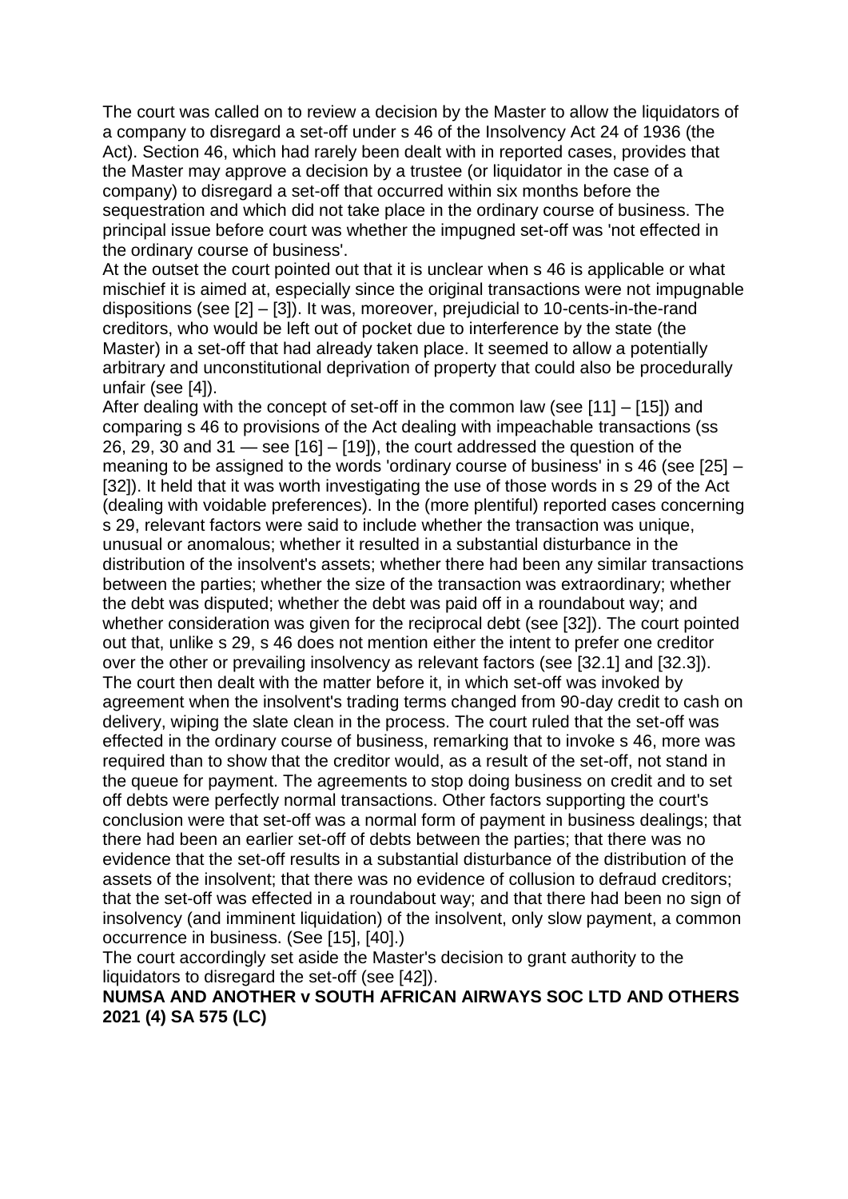The court was called on to review a decision by the Master to allow the liquidators of a company to disregard a set-off under s 46 of the Insolvency Act 24 of 1936 (the Act). Section 46, which had rarely been dealt with in reported cases, provides that the Master may approve a decision by a trustee (or liquidator in the case of a company) to disregard a set-off that occurred within six months before the sequestration and which did not take place in the ordinary course of business. The principal issue before court was whether the impugned set-off was 'not effected in the ordinary course of business'.

At the outset the court pointed out that it is unclear when s 46 is applicable or what mischief it is aimed at, especially since the original transactions were not impugnable dispositions (see [2] – [3]). It was, moreover, prejudicial to 10-cents-in-the-rand creditors, who would be left out of pocket due to interference by the state (the Master) in a set-off that had already taken place. It seemed to allow a potentially arbitrary and unconstitutional deprivation of property that could also be procedurally unfair (see [4]).

After dealing with the concept of set-off in the common law (see [11] – [15]) and comparing s 46 to provisions of the Act dealing with impeachable transactions (ss 26, 29, 30 and 31 — see [16] – [19]), the court addressed the question of the meaning to be assigned to the words 'ordinary course of business' in s 46 (see [25] – [32]). It held that it was worth investigating the use of those words in s 29 of the Act (dealing with voidable preferences). In the (more plentiful) reported cases concerning s 29, relevant factors were said to include whether the transaction was unique, unusual or anomalous; whether it resulted in a substantial disturbance in the distribution of the insolvent's assets; whether there had been any similar transactions between the parties; whether the size of the transaction was extraordinary; whether the debt was disputed; whether the debt was paid off in a roundabout way; and whether consideration was given for the reciprocal debt (see [32]). The court pointed out that, unlike s 29, s 46 does not mention either the intent to prefer one creditor over the other or prevailing insolvency as relevant factors (see [32.1] and [32.3]).

The court then dealt with the matter before it, in which set-off was invoked by agreement when the insolvent's trading terms changed from 90-day credit to cash on delivery, wiping the slate clean in the process. The court ruled that the set-off was effected in the ordinary course of business, remarking that to invoke s 46, more was required than to show that the creditor would, as a result of the set-off, not stand in the queue for payment. The agreements to stop doing business on credit and to set off debts were perfectly normal transactions. Other factors supporting the court's conclusion were that set-off was a normal form of payment in business dealings; that there had been an earlier set-off of debts between the parties; that there was no evidence that the set-off results in a substantial disturbance of the distribution of the assets of the insolvent; that there was no evidence of collusion to defraud creditors; that the set-off was effected in a roundabout way; and that there had been no sign of insolvency (and imminent liquidation) of the insolvent, only slow payment, a common occurrence in business. (See [15], [40].)

The court accordingly set aside the Master's decision to grant authority to the liquidators to disregard the set-off (see [42]).

**NUMSA AND ANOTHER v SOUTH AFRICAN AIRWAYS SOC LTD AND OTHERS 2021 (4) SA 575 (LC)**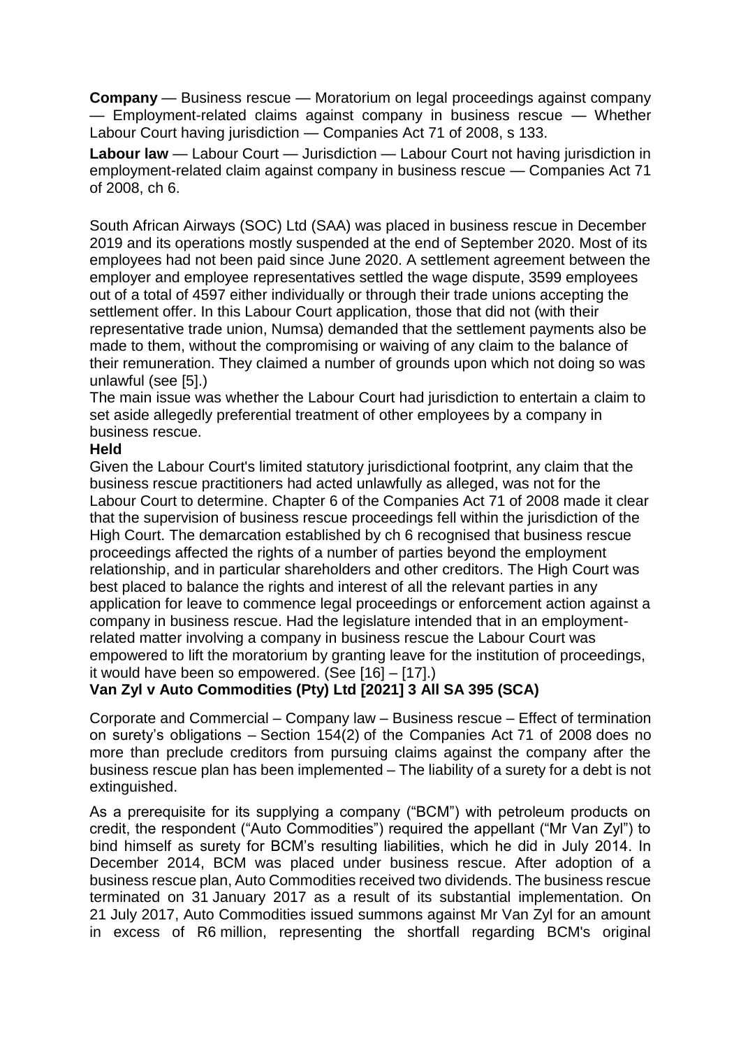**Company** — Business rescue — Moratorium on legal proceedings against company — Employment-related claims against company in business rescue — Whether Labour Court having jurisdiction — Companies Act 71 of 2008, s 133.

**Labour law** — Labour Court — Jurisdiction — Labour Court not having jurisdiction in employment-related claim against company in business rescue — Companies Act 71 of 2008, ch 6.

South African Airways (SOC) Ltd (SAA) was placed in business rescue in December 2019 and its operations mostly suspended at the end of September 2020. Most of its employees had not been paid since June 2020. A settlement agreement between the employer and employee representatives settled the wage dispute, 3599 employees out of a total of 4597 either individually or through their trade unions accepting the settlement offer. In this Labour Court application, those that did not (with their representative trade union, Numsa) demanded that the settlement payments also be made to them, without the compromising or waiving of any claim to the balance of their remuneration. They claimed a number of grounds upon which not doing so was unlawful (see [5].)

The main issue was whether the Labour Court had jurisdiction to entertain a claim to set aside allegedly preferential treatment of other employees by a company in business rescue.

**Held**

Given the Labour Court's limited statutory jurisdictional footprint, any claim that the business rescue practitioners had acted unlawfully as alleged, was not for the Labour Court to determine. Chapter 6 of the Companies Act 71 of 2008 made it clear that the supervision of business rescue proceedings fell within the jurisdiction of the High Court. The demarcation established by ch 6 recognised that business rescue proceedings affected the rights of a number of parties beyond the employment relationship, and in particular shareholders and other creditors. The High Court was best placed to balance the rights and interest of all the relevant parties in any application for leave to commence legal proceedings or enforcement action against a company in business rescue. Had the legislature intended that in an employment-related matter involving a company in business rescue the Labour Court was empowered to lift the moratorium by granting leave for the institution of proceedings, it would have been so empowered. (See [16] – [17].)

**Van Zyl v Auto Commodities (Pty) Ltd [2021] 3 All SA 395 (SCA)**

Corporate and Commercial – Company law – Business rescue – Effect of termination on surety's obligations – Section 154(2) of the Companies Act 71 of 2008 does no more than preclude creditors from pursuing claims against the company after the business rescue plan has been implemented – The liability of a surety for a debt is not extinguished.

As a prerequisite for its supplying a company ("BCM") with petroleum products on credit, the respondent ("Auto Commodities") required the appellant ("Mr Van Zyl") to bind himself as surety for BCM's resulting liabilities, which he did in July 2014. In December 2014, BCM was placed under business rescue. After adoption of a business rescue plan, Auto Commodities received two dividends. The business rescue terminated on 31 January 2017 as a result of its substantial implementation. On 21 July 2017, Auto Commodities issued summons against Mr Van Zyl for an amount in excess of R6 million, representing the shortfall regarding BCM's original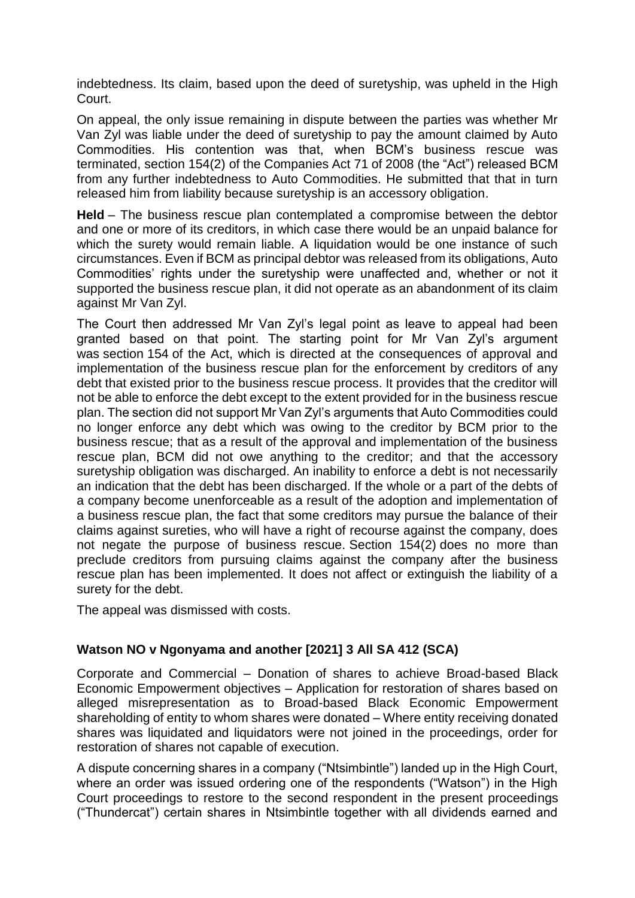indebtedness. Its claim, based upon the deed of suretyship, was upheld in the High Court.

On appeal, the only issue remaining in dispute between the parties was whether Mr Van Zyl was liable under the deed of suretyship to pay the amount claimed by Auto Commodities. His contention was that, when BCM's business rescue was terminated, section 154(2) of the Companies Act 71 of 2008 (the "Act") released BCM from any further indebtedness to Auto Commodities. He submitted that that in turn released him from liability because suretyship is an accessory obligation.

**Held** – The business rescue plan contemplated a compromise between the debtor and one or more of its creditors, in which case there would be an unpaid balance for which the surety would remain liable. A liquidation would be one instance of such circumstances. Even if BCM as principal debtor was released from its obligations, Auto Commodities' rights under the suretyship were unaffected and, whether or not it supported the business rescue plan, it did not operate as an abandonment of its claim against Mr Van Zyl.

The Court then addressed Mr Van Zyl's legal point as leave to appeal had been granted based on that point. The starting point for Mr Van Zyl's argument was section 154 of the Act, which is directed at the consequences of approval and implementation of the business rescue plan for the enforcement by creditors of any debt that existed prior to the business rescue process. It provides that the creditor will not be able to enforce the debt except to the extent provided for in the business rescue plan. The section did not support Mr Van Zyl's arguments that Auto Commodities could no longer enforce any debt which was owing to the creditor by BCM prior to the business rescue; that as a result of the approval and implementation of the business rescue plan, BCM did not owe anything to the creditor; and that the accessory suretyship obligation was discharged. An inability to enforce a debt is not necessarily an indication that the debt has been discharged. If the whole or a part of the debts of a company become unenforceable as a result of the adoption and implementation of a business rescue plan, the fact that some creditors may pursue the balance of their claims against sureties, who will have a right of recourse against the company, does not negate the purpose of business rescue. Section 154(2) does no more than preclude creditors from pursuing claims against the company after the business rescue plan has been implemented. It does not affect or extinguish the liability of a surety for the debt.

The appeal was dismissed with costs.

## Watson NO v Ngonyama and another [2021] 3 All SA 412 (SCA)

Corporate and Commercial – Donation of shares to achieve Broad-based Black Economic Empowerment objectives – Application for restoration of shares based on alleged misrepresentation as to Broad-based Black Economic Empowerment shareholding of entity to whom shares were donated – Where entity receiving donated shares was liquidated and liquidators were not joined in the proceedings, order for restoration of shares not capable of execution.

A dispute concerning shares in a company ("Ntsimbintle") landed up in the High Court, where an order was issued ordering one of the respondents ("Watson") in the High Court proceedings to restore to the second respondent in the present proceedings ("Thundercat") certain shares in Ntsimbintle together with all dividends earned and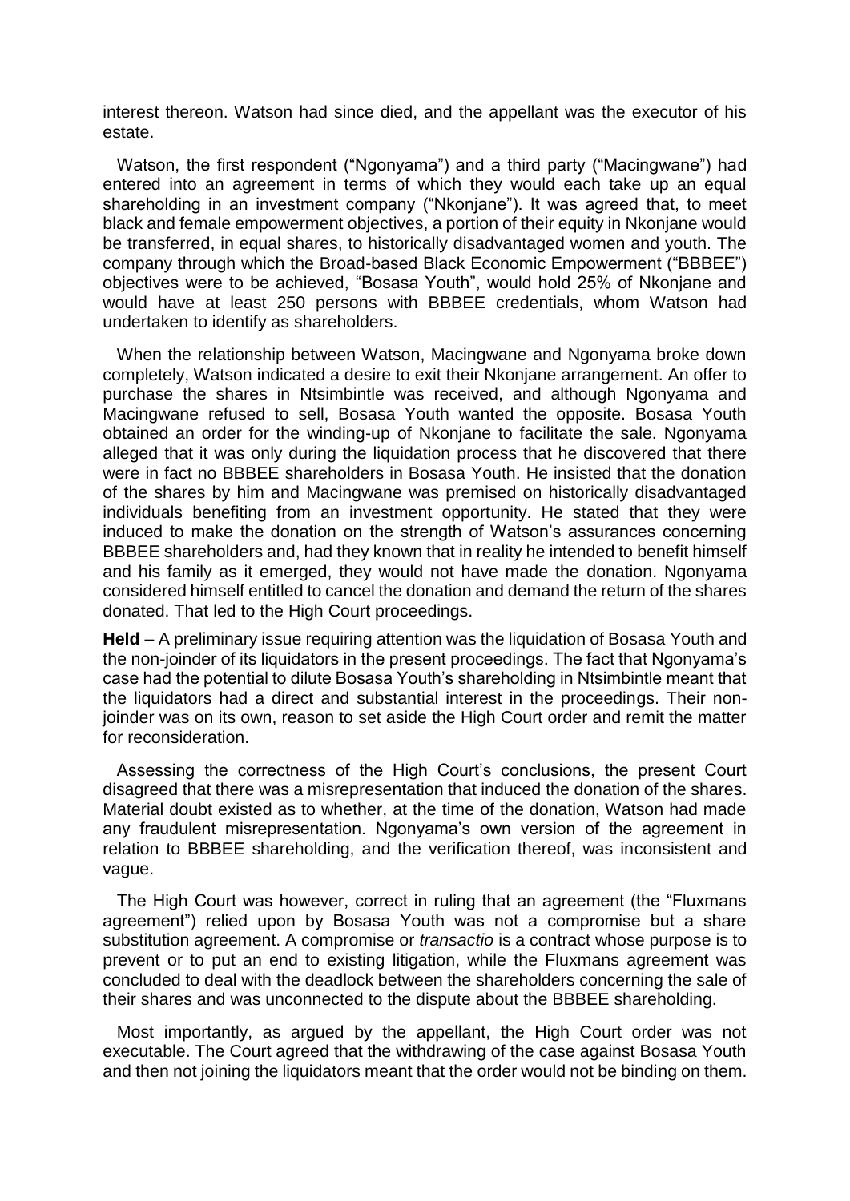interest thereon. Watson had since died, and the appellant was the executor of his estate.

Watson, the first respondent ("Ngonyama") and a third party ("Macingwane") had entered into an agreement in terms of which they would each take up an equal shareholding in an investment company ("Nkonjane"). It was agreed that, to meet black and female empowerment objectives, a portion of their equity in Nkonjane would be transferred, in equal shares, to historically disadvantaged women and youth. The company through which the Broad-based Black Economic Empowerment ("BBBEE") objectives were to be achieved, "Bosasa Youth", would hold 25% of Nkonjane and would have at least 250 persons with BBBEE credentials, whom Watson had undertaken to identify as shareholders.

When the relationship between Watson, Macingwane and Ngonyama broke down completely, Watson indicated a desire to exit their Nkonjane arrangement. An offer to purchase the shares in Ntsimbintle was received, and although Ngonyama and Macingwane refused to sell, Bosasa Youth wanted the opposite. Bosasa Youth obtained an order for the winding-up of Nkonjane to facilitate the sale. Ngonyama alleged that it was only during the liquidation process that he discovered that there were in fact no BBBEE shareholders in Bosasa Youth. He insisted that the donation of the shares by him and Macingwane was premised on historically disadvantaged individuals benefiting from an investment opportunity. He stated that they were induced to make the donation on the strength of Watson's assurances concerning BBBEE shareholders and, had they known that in reality he intended to benefit himself and his family as it emerged, they would not have made the donation. Ngonyama considered himself entitled to cancel the donation and demand the return of the shares donated. That led to the High Court proceedings.

**Held** – A preliminary issue requiring attention was the liquidation of Bosasa Youth and the non-joinder of its liquidators in the present proceedings. The fact that Ngonyama's case had the potential to dilute Bosasa Youth's shareholding in Ntsimbintle meant that the liquidators had a direct and substantial interest in the proceedings. Their non-joinder was on its own, reason to set aside the High Court order and remit the matter for reconsideration.

Assessing the correctness of the High Court's conclusions, the present Court disagreed that there was a misrepresentation that induced the donation of the shares. Material doubt existed as to whether, at the time of the donation, Watson had made any fraudulent misrepresentation. Ngonyama's own version of the agreement in relation to BBBEE shareholding, and the verification thereof, was inconsistent and vague.

The High Court was however, correct in ruling that an agreement (the "Fluxmans agreement") relied upon by Bosasa Youth was not a compromise but a share substitution agreement. A compromise or *transactio* is a contract whose purpose is to prevent or to put an end to existing litigation, while the Fluxmans agreement was concluded to deal with the deadlock between the shareholders concerning the sale of their shares and was unconnected to the dispute about the BBBEE shareholding.

Most importantly, as argued by the appellant, the High Court order was not executable. The Court agreed that the withdrawing of the case against Bosasa Youth and then not joining the liquidators meant that the order would not be binding on them.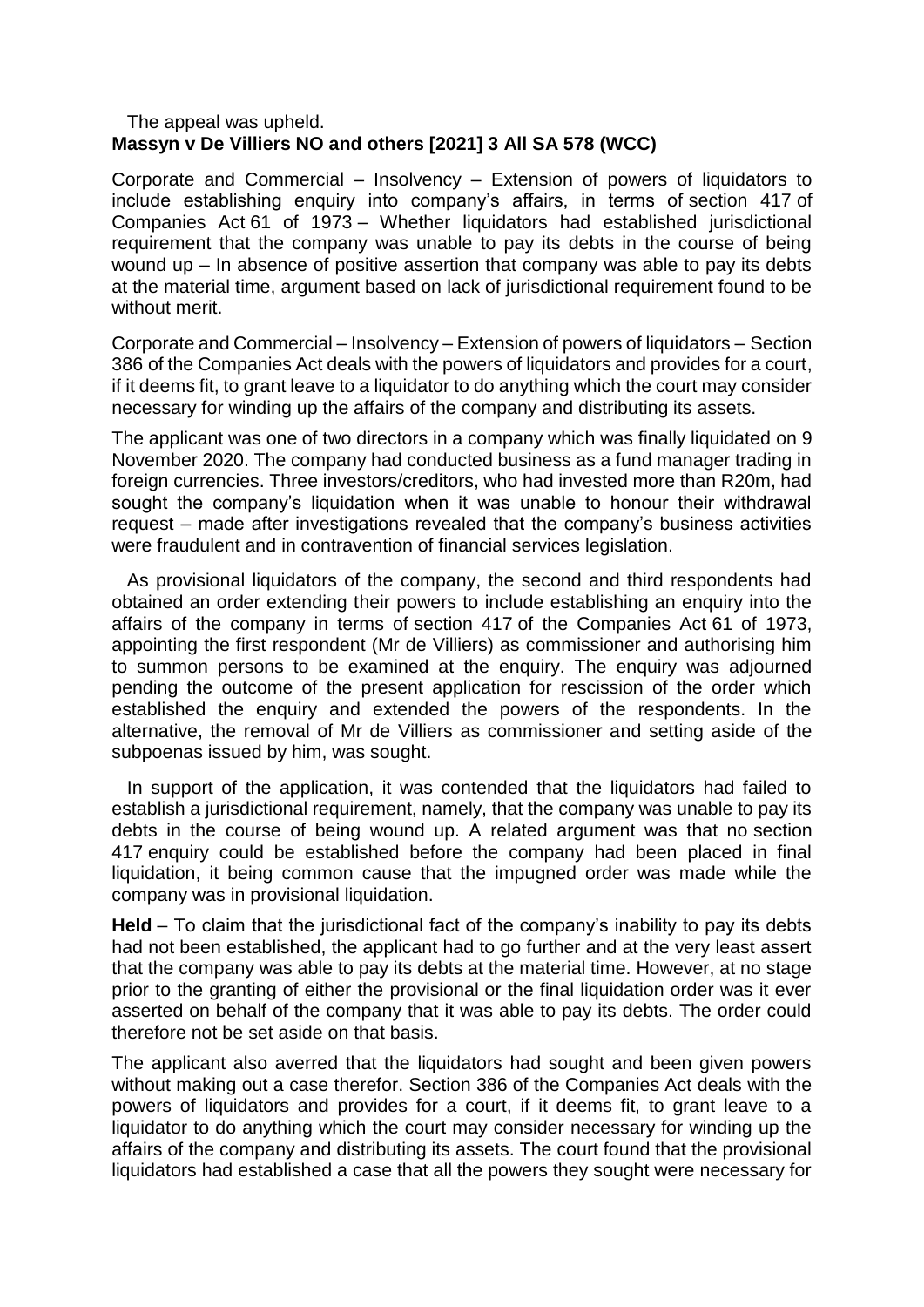The appeal was upheld.

**Massyn v De Villiers NO and others [2021] 3 All SA 578 (WCC)**

Corporate and Commercial – Insolvency – Extension of powers of liquidators to include establishing enquiry into company's affairs, in terms of section 417 of Companies Act 61 of 1973 – Whether liquidators had established jurisdictional requirement that the company was unable to pay its debts in the course of being wound up – In absence of positive assertion that company was able to pay its debts at the material time, argument based on lack of jurisdictional requirement found to be without merit.

Corporate and Commercial – Insolvency – Extension of powers of liquidators – Section 386 of the Companies Act deals with the powers of liquidators and provides for a court, if it deems fit, to grant leave to a liquidator to do anything which the court may consider necessary for winding up the affairs of the company and distributing its assets.

The applicant was one of two directors in a company which was finally liquidated on 9 November 2020. The company had conducted business as a fund manager trading in foreign currencies. Three investors/creditors, who had invested more than R20m, had sought the company's liquidation when it was unable to honour their withdrawal request – made after investigations revealed that the company's business activities were fraudulent and in contravention of financial services legislation.

As provisional liquidators of the company, the second and third respondents had obtained an order extending their powers to include establishing an enquiry into the affairs of the company in terms of section 417 of the Companies Act 61 of 1973, appointing the first respondent (Mr de Villiers) as commissioner and authorising him to summon persons to be examined at the enquiry. The enquiry was adjourned pending the outcome of the present application for rescission of the order which established the enquiry and extended the powers of the respondents. In the alternative, the removal of Mr de Villiers as commissioner and setting aside of the subpoenas issued by him, was sought.

In support of the application, it was contended that the liquidators had failed to establish a jurisdictional requirement, namely, that the company was unable to pay its debts in the course of being wound up. A related argument was that no section 417 enquiry could be established before the company had been placed in final liquidation, it being common cause that the impugned order was made while the company was in provisional liquidation.

**Held** – To claim that the jurisdictional fact of the company's inability to pay its debts had not been established, the applicant had to go further and at the very least assert that the company was able to pay its debts at the material time. However, at no stage prior to the granting of either the provisional or the final liquidation order was it ever asserted on behalf of the company that it was able to pay its debts. The order could therefore not be set aside on that basis.

The applicant also averred that the liquidators had sought and been given powers without making out a case therefor. Section 386 of the Companies Act deals with the powers of liquidators and provides for a court, if it deems fit, to grant leave to a liquidator to do anything which the court may consider necessary for winding up the affairs of the company and distributing its assets. The court found that the provisional liquidators had established a case that all the powers they sought were necessary for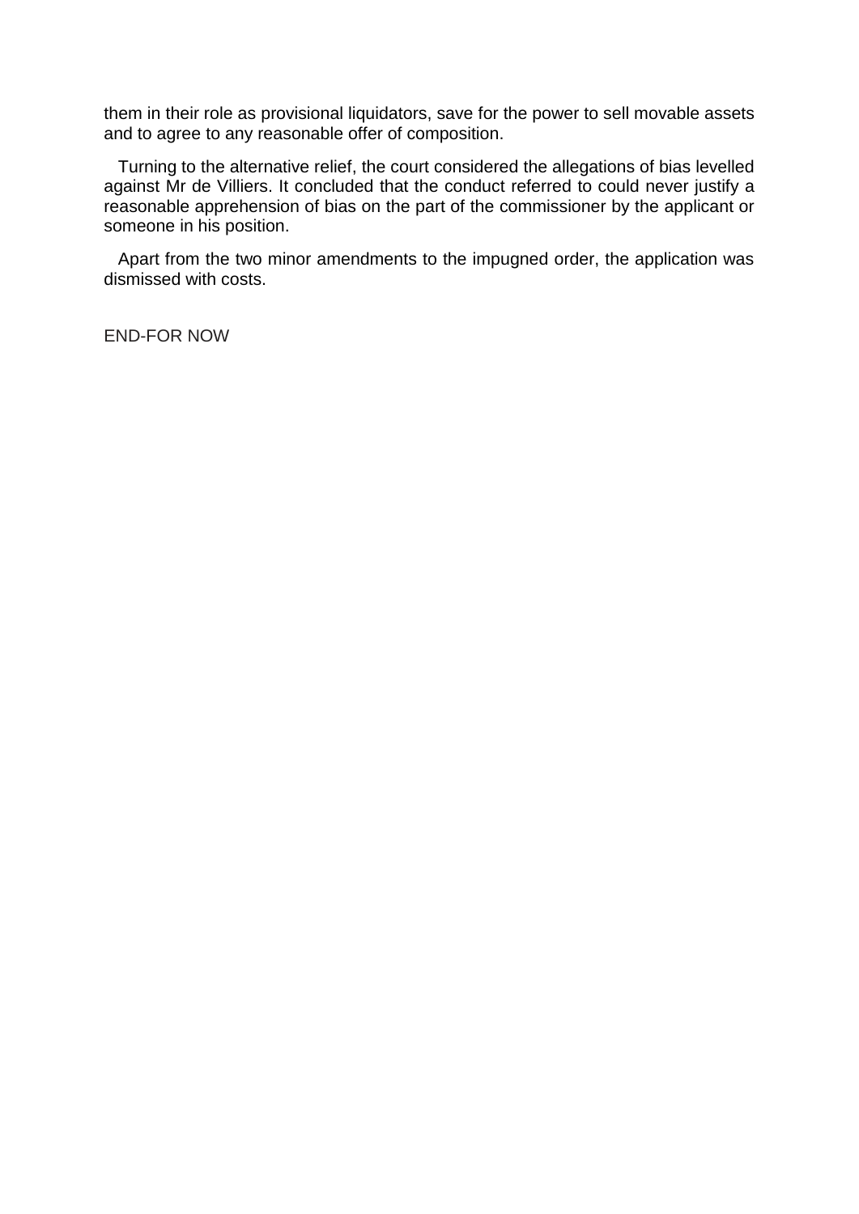them in their role as provisional liquidators, save for the power to sell movable assets and to agree to any reasonable offer of composition.

Turning to the alternative relief, the court considered the allegations of bias levelled against Mr de Villiers. It concluded that the conduct referred to could never justify a reasonable apprehension of bias on the part of the commissioner by the applicant or someone in his position.

Apart from the two minor amendments to the impugned order, the application was dismissed with costs.

END-FOR NOW